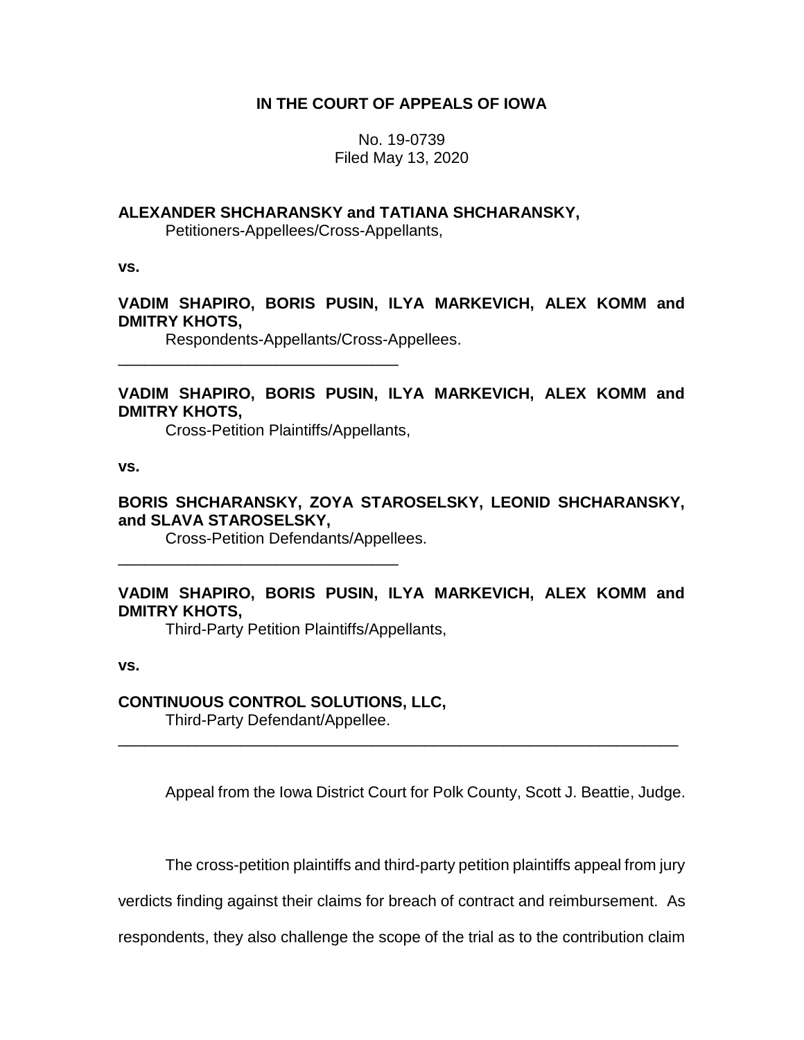**IN THE COURT OF APPEALS OF IOWA**

No. 19-0739
Filed May 13, 2020

**ALEXANDER SHCHARANSKY and TATIANA SHCHARANSKY,**
Petitioners-Appellees/Cross-Appellants,

**vs.**

**VADIM SHAPIRO, BORIS PUSIN, ILYA MARKEVICH, ALEX KOMM and DMITRY KHOTS,**
Respondents-Appellants/Cross-Appellees.

---

**VADIM SHAPIRO, BORIS PUSIN, ILYA MARKEVICH, ALEX KOMM and DMITRY KHOTS,**
Cross-Petition Plaintiffs/Appellants,

**vs.**

**BORIS SHCHARANSKY, ZOYA STAROSELSKY, LEONID SHCHARANSKY, and SLAVA STAROSELSKY,**
Cross-Petition Defendants/Appellees.

---

**VADIM SHAPIRO, BORIS PUSIN, ILYA MARKEVICH, ALEX KOMM and DMITRY KHOTS,**
Third-Party Petition Plaintiffs/Appellants,

**vs.**

**CONTINUOUS CONTROL SOLUTIONS, LLC,**
Third-Party Defendant/Appellee.

---

Appeal from the Iowa District Court for Polk County, Scott J. Beattie, Judge.

The cross-petition plaintiffs and third-party petition plaintiffs appeal from jury verdicts finding against their claims for breach of contract and reimbursement. As respondents, they also challenge the scope of the trial as to the contribution claim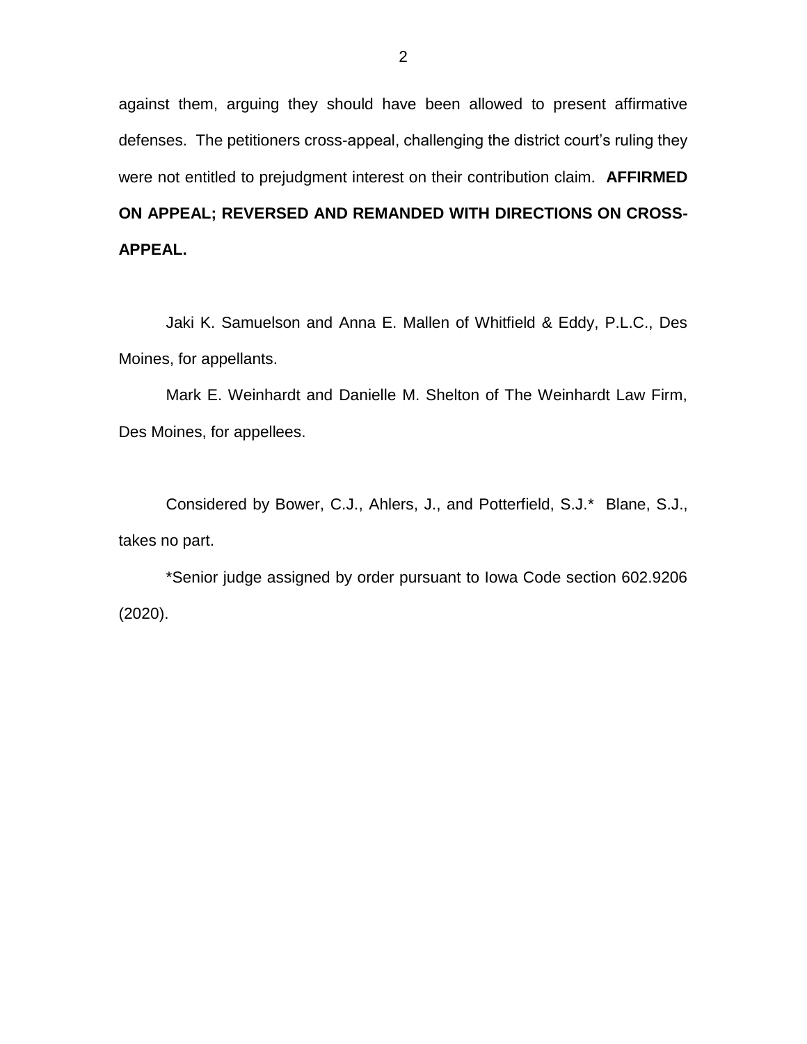against them, arguing they should have been allowed to present affirmative defenses. The petitioners cross-appeal, challenging the district court's ruling they were not entitled to prejudgment interest on their contribution claim. **AFFIRMED ON APPEAL; REVERSED AND REMANDED WITH DIRECTIONS ON CROSS-APPEAL.**

Jaki K. Samuelson and Anna E. Mallen of Whitfield & Eddy, P.L.C., Des Moines, for appellants.

Mark E. Weinhardt and Danielle M. Shelton of The Weinhardt Law Firm, Des Moines, for appellees.

Considered by Bower, C.J., Ahlers, J., and Potterfield, S.J.* Blane, S.J., takes no part.

*Senior judge assigned by order pursuant to Iowa Code section 602.9206 (2020).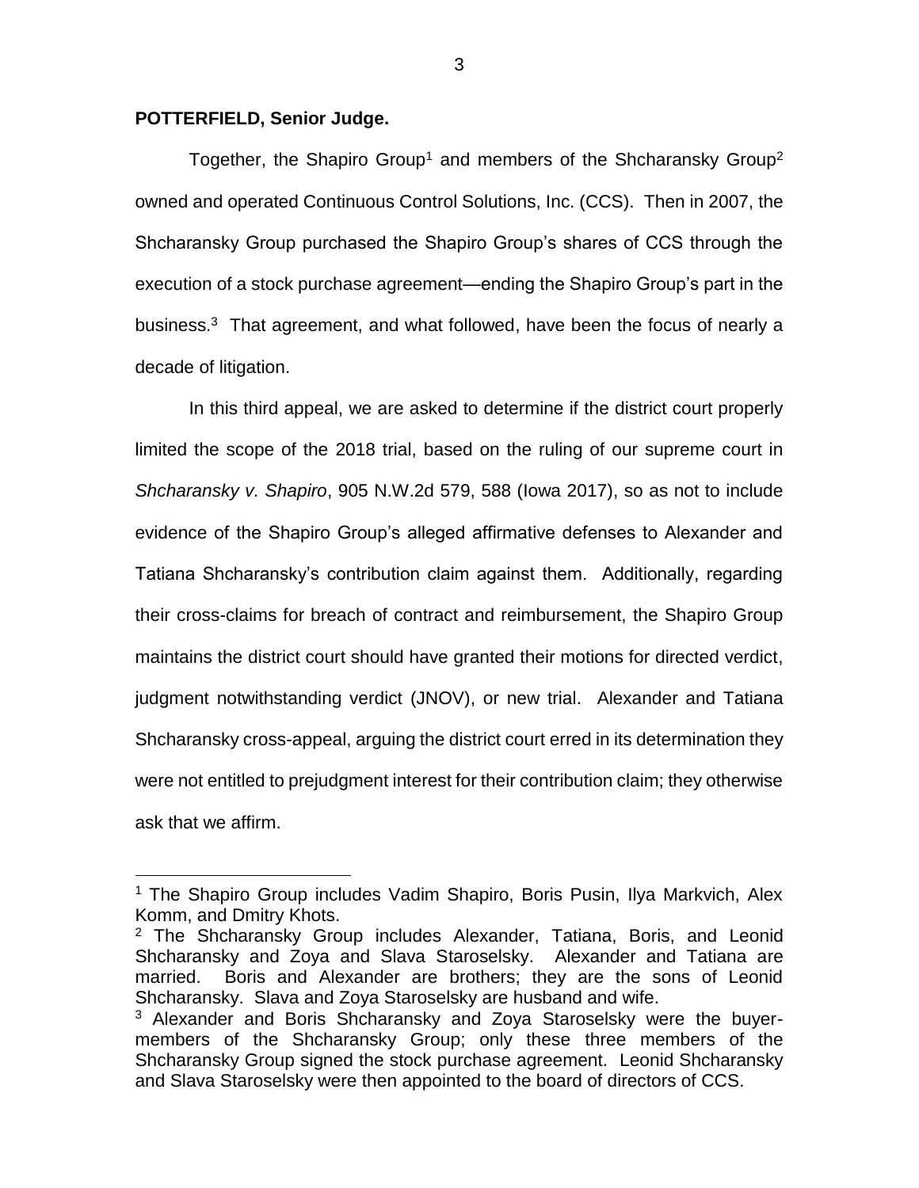**POTTERFIELD, Senior Judge.**

Together, the Shapiro Group[1] and members of the Shcharansky Group[2] owned and operated Continuous Control Solutions, Inc. (CCS). Then in 2007, the Shcharansky Group purchased the Shapiro Group's shares of CCS through the execution of a stock purchase agreement—ending the Shapiro Group's part in the business.[3] That agreement, and what followed, have been the focus of nearly a decade of litigation.

In this third appeal, we are asked to determine if the district court properly limited the scope of the 2018 trial, based on the ruling of our supreme court in *Shcharansky v. Shapiro*, 905 N.W.2d 579, 588 (Iowa 2017), so as not to include evidence of the Shapiro Group's alleged affirmative defenses to Alexander and Tatiana Shcharansky's contribution claim against them. Additionally, regarding their cross-claims for breach of contract and reimbursement, the Shapiro Group maintains the district court should have granted their motions for directed verdict, judgment notwithstanding verdict (JNOV), or new trial. Alexander and Tatiana Shcharansky cross-appeal, arguing the district court erred in its determination they were not entitled to prejudgment interest for their contribution claim; they otherwise ask that we affirm.

---

[1] The Shapiro Group includes Vadim Shapiro, Boris Pusin, Ilya Markvich, Alex Komm, and Dmitry Khots.

[2] The Shcharansky Group includes Alexander, Tatiana, Boris, and Leonid Shcharansky and Zoya and Slava Staroselsky. Alexander and Tatiana are married. Boris and Alexander are brothers; they are the sons of Leonid Shcharansky. Slava and Zoya Staroselsky are husband and wife.

[3] Alexander and Boris Shcharansky and Zoya Staroselsky were the buyer-members of the Shcharansky Group; only these three members of the Shcharansky Group signed the stock purchase agreement. Leonid Shcharansky and Slava Staroselsky were then appointed to the board of directors of CCS.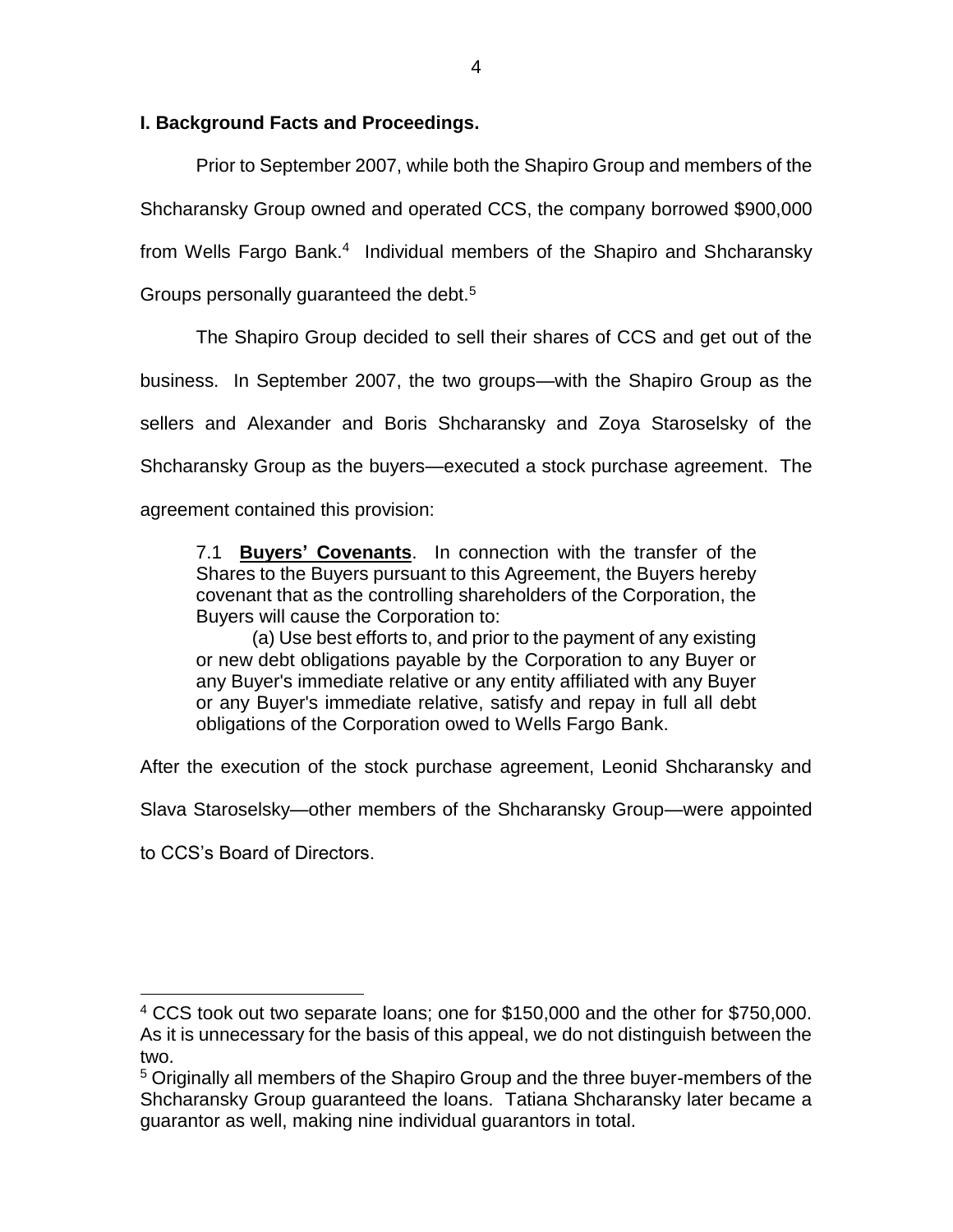## I. Background Facts and Proceedings.

Prior to September 2007, while both the Shapiro Group and members of the Shcharansky Group owned and operated CCS, the company borrowed $900,000 from Wells Fargo Bank.[4] Individual members of the Shapiro and Shcharansky Groups personally guaranteed the debt.[5]

The Shapiro Group decided to sell their shares of CCS and get out of the business. In September 2007, the two groups—with the Shapiro Group as the sellers and Alexander and Boris Shcharansky and Zoya Staroselsky of the Shcharansky Group as the buyers—executed a stock purchase agreement. The agreement contained this provision:

> 7.1 **Buyers' Covenants**. In connection with the transfer of the Shares to the Buyers pursuant to this Agreement, the Buyers hereby covenant that as the controlling shareholders of the Corporation, the Buyers will cause the Corporation to:
>
> (a) Use best efforts to, and prior to the payment of any existing or new debt obligations payable by the Corporation to any Buyer or any Buyer's immediate relative or any entity affiliated with any Buyer or any Buyer's immediate relative, satisfy and repay in full all debt obligations of the Corporation owed to Wells Fargo Bank.

After the execution of the stock purchase agreement, Leonid Shcharansky and Slava Staroselsky—other members of the Shcharansky Group—were appointed to CCS's Board of Directors.

---

[4] CCS took out two separate loans; one for $150,000 and the other for $750,000. As it is unnecessary for the basis of this appeal, we do not distinguish between the two.

[5] Originally all members of the Shapiro Group and the three buyer-members of the Shcharansky Group guaranteed the loans. Tatiana Shcharansky later became a guarantor as well, making nine individual guarantors in total.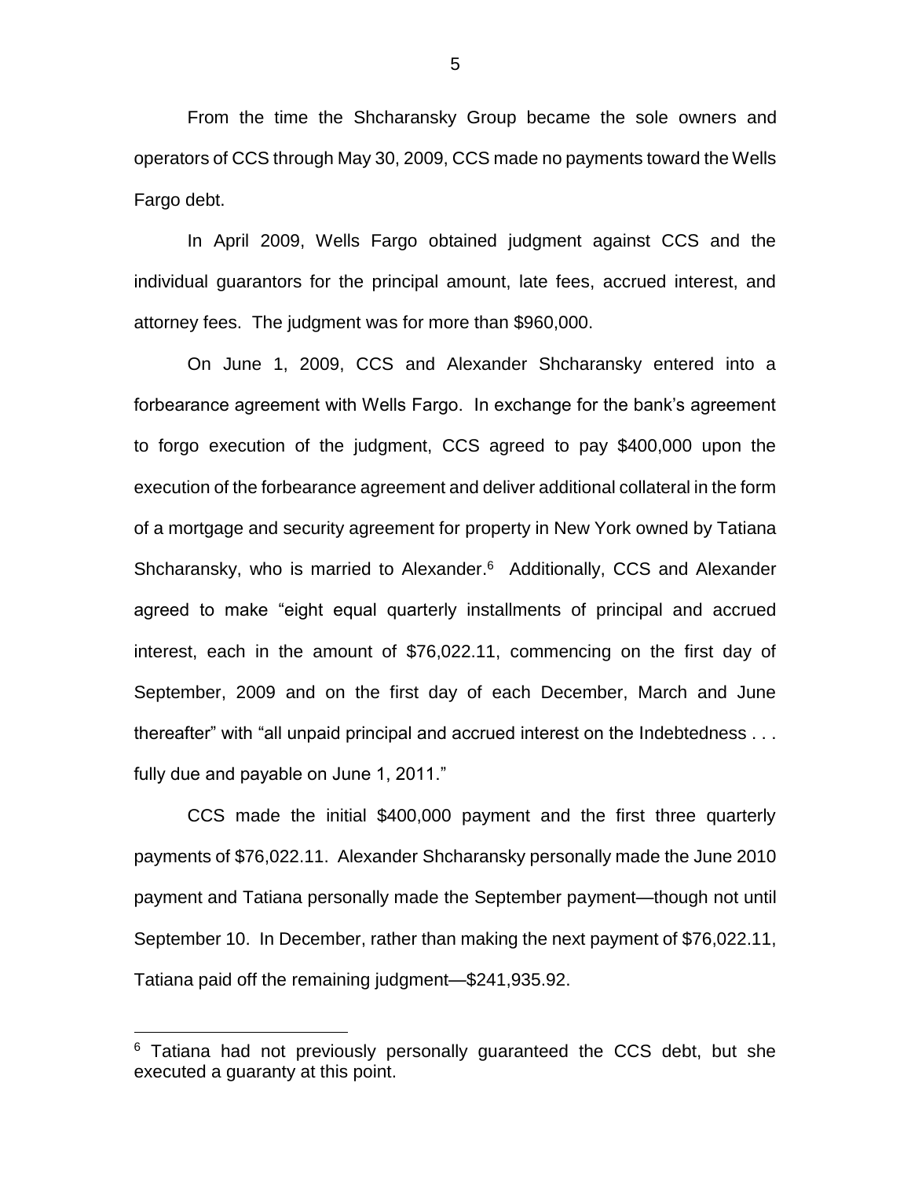From the time the Shcharansky Group became the sole owners and operators of CCS through May 30, 2009, CCS made no payments toward the Wells Fargo debt.

In April 2009, Wells Fargo obtained judgment against CCS and the individual guarantors for the principal amount, late fees, accrued interest, and attorney fees. The judgment was for more than $960,000.

On June 1, 2009, CCS and Alexander Shcharansky entered into a forbearance agreement with Wells Fargo. In exchange for the bank's agreement to forgo execution of the judgment, CCS agreed to pay $400,000 upon the execution of the forbearance agreement and deliver additional collateral in the form of a mortgage and security agreement for property in New York owned by Tatiana Shcharansky, who is married to Alexander.[6] Additionally, CCS and Alexander agreed to make "eight equal quarterly installments of principal and accrued interest, each in the amount of $76,022.11, commencing on the first day of September, 2009 and on the first day of each December, March and June thereafter" with "all unpaid principal and accrued interest on the Indebtedness . . . fully due and payable on June 1, 2011."

CCS made the initial $400,000 payment and the first three quarterly payments of $76,022.11. Alexander Shcharansky personally made the June 2010 payment and Tatiana personally made the September payment—though not until September 10. In December, rather than making the next payment of $76,022.11, Tatiana paid off the remaining judgment—$241,935.92.

---

[6] Tatiana had not previously personally guaranteed the CCS debt, but she executed a guaranty at this point.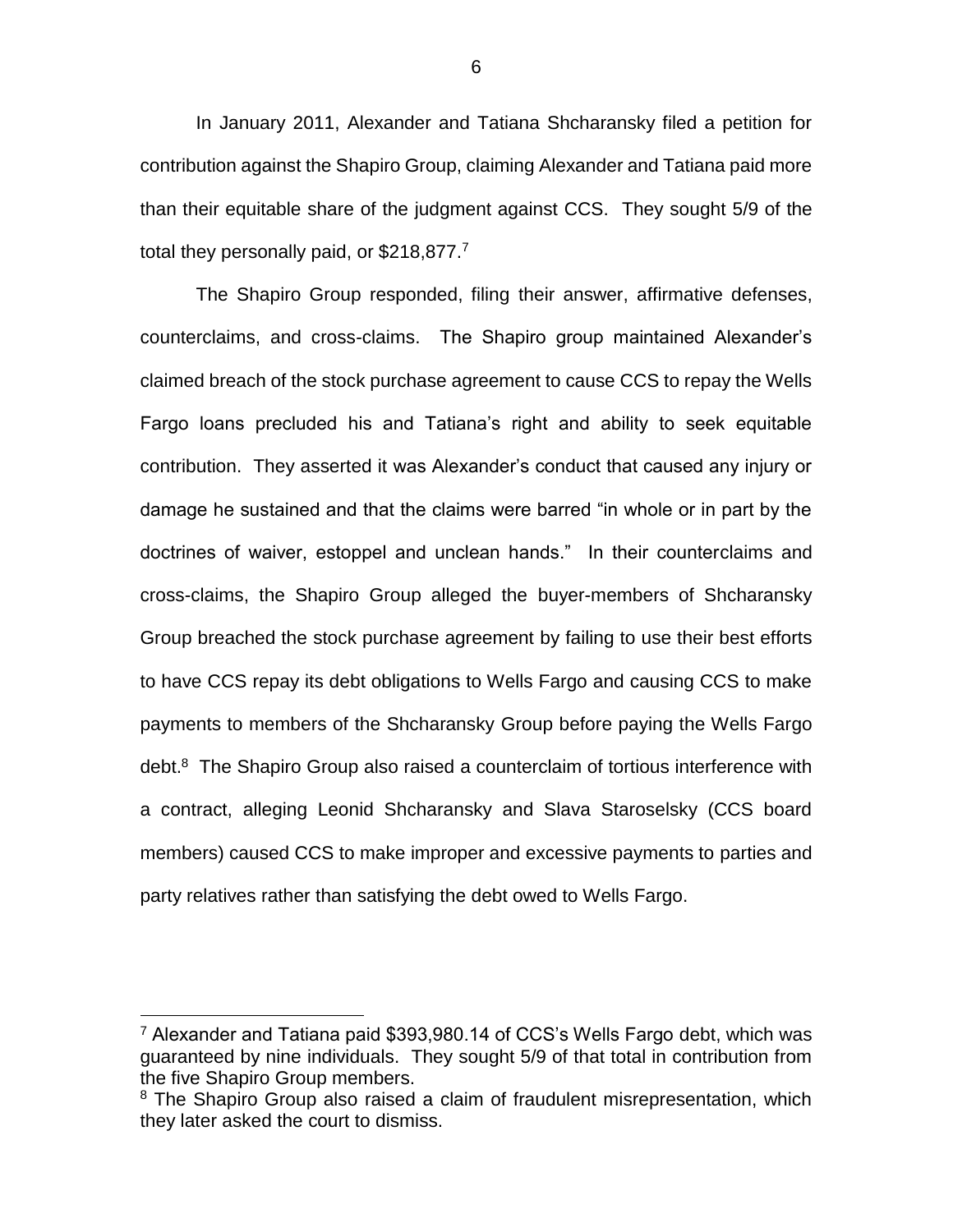In January 2011, Alexander and Tatiana Shcharansky filed a petition for contribution against the Shapiro Group, claiming Alexander and Tatiana paid more than their equitable share of the judgment against CCS. They sought 5/9 of the total they personally paid, or $218,877.[7]

The Shapiro Group responded, filing their answer, affirmative defenses, counterclaims, and cross-claims. The Shapiro group maintained Alexander's claimed breach of the stock purchase agreement to cause CCS to repay the Wells Fargo loans precluded his and Tatiana's right and ability to seek equitable contribution. They asserted it was Alexander's conduct that caused any injury or damage he sustained and that the claims were barred "in whole or in part by the doctrines of waiver, estoppel and unclean hands." In their counterclaims and cross-claims, the Shapiro Group alleged the buyer-members of Shcharansky Group breached the stock purchase agreement by failing to use their best efforts to have CCS repay its debt obligations to Wells Fargo and causing CCS to make payments to members of the Shcharansky Group before paying the Wells Fargo debt.[8] The Shapiro Group also raised a counterclaim of tortious interference with a contract, alleging Leonid Shcharansky and Slava Staroselsky (CCS board members) caused CCS to make improper and excessive payments to parties and party relatives rather than satisfying the debt owed to Wells Fargo.

---

[7] Alexander and Tatiana paid $393,980.14 of CCS's Wells Fargo debt, which was guaranteed by nine individuals. They sought 5/9 of that total in contribution from the five Shapiro Group members.

[8] The Shapiro Group also raised a claim of fraudulent misrepresentation, which they later asked the court to dismiss.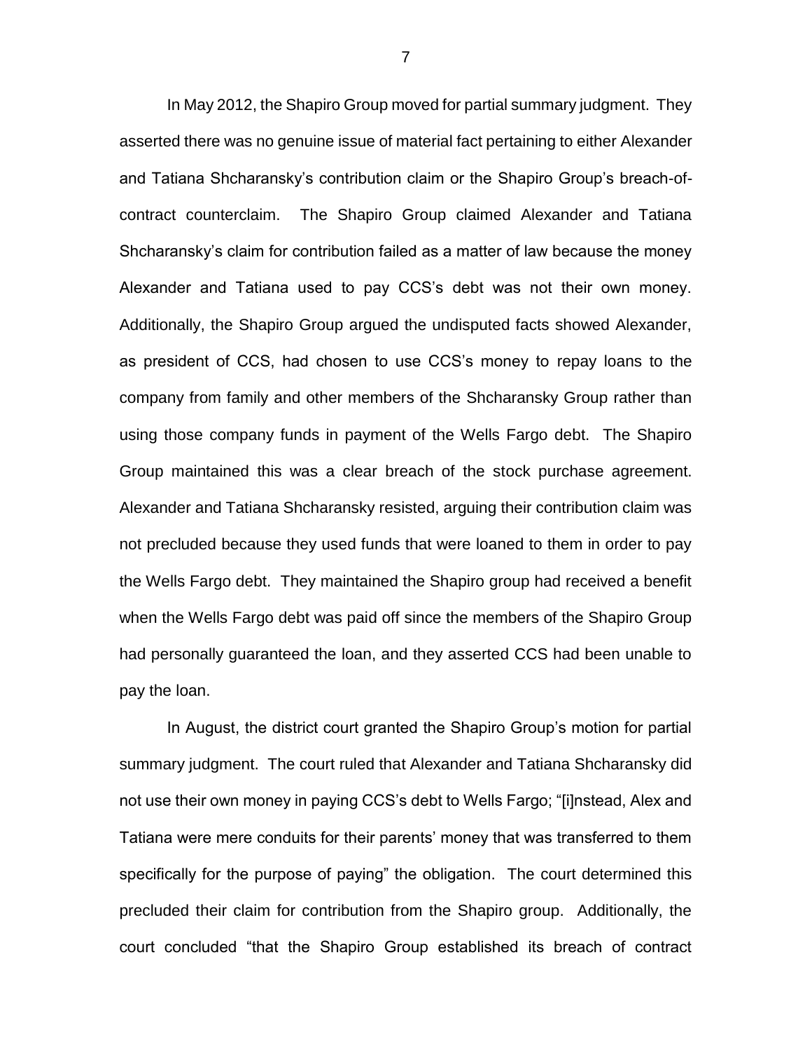In May 2012, the Shapiro Group moved for partial summary judgment. They asserted there was no genuine issue of material fact pertaining to either Alexander and Tatiana Shcharansky's contribution claim or the Shapiro Group's breach-of-contract counterclaim. The Shapiro Group claimed Alexander and Tatiana Shcharansky's claim for contribution failed as a matter of law because the money Alexander and Tatiana used to pay CCS's debt was not their own money. Additionally, the Shapiro Group argued the undisputed facts showed Alexander, as president of CCS, had chosen to use CCS's money to repay loans to the company from family and other members of the Shcharansky Group rather than using those company funds in payment of the Wells Fargo debt. The Shapiro Group maintained this was a clear breach of the stock purchase agreement. Alexander and Tatiana Shcharansky resisted, arguing their contribution claim was not precluded because they used funds that were loaned to them in order to pay the Wells Fargo debt. They maintained the Shapiro group had received a benefit when the Wells Fargo debt was paid off since the members of the Shapiro Group had personally guaranteed the loan, and they asserted CCS had been unable to pay the loan.

In August, the district court granted the Shapiro Group's motion for partial summary judgment. The court ruled that Alexander and Tatiana Shcharansky did not use their own money in paying CCS's debt to Wells Fargo; "[i]nstead, Alex and Tatiana were mere conduits for their parents' money that was transferred to them specifically for the purpose of paying" the obligation. The court determined this precluded their claim for contribution from the Shapiro group. Additionally, the court concluded "that the Shapiro Group established its breach of contract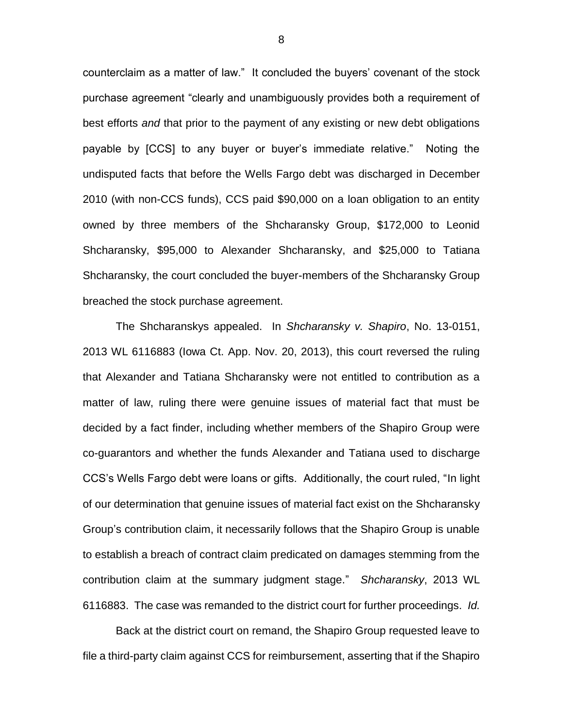counterclaim as a matter of law." It concluded the buyers' covenant of the stock purchase agreement "clearly and unambiguously provides both a requirement of best efforts *and* that prior to the payment of any existing or new debt obligations payable by [CCS] to any buyer or buyer's immediate relative." Noting the undisputed facts that before the Wells Fargo debt was discharged in December 2010 (with non-CCS funds), CCS paid $90,000 on a loan obligation to an entity owned by three members of the Shcharansky Group, $172,000 to Leonid Shcharansky, $95,000 to Alexander Shcharansky, and $25,000 to Tatiana Shcharansky, the court concluded the buyer-members of the Shcharansky Group breached the stock purchase agreement.

The Shcharanskys appealed. In *Shcharansky v. Shapiro*, No. 13-0151, 2013 WL 6116883 (Iowa Ct. App. Nov. 20, 2013), this court reversed the ruling that Alexander and Tatiana Shcharansky were not entitled to contribution as a matter of law, ruling there were genuine issues of material fact that must be decided by a fact finder, including whether members of the Shapiro Group were co-guarantors and whether the funds Alexander and Tatiana used to discharge CCS's Wells Fargo debt were loans or gifts. Additionally, the court ruled, "In light of our determination that genuine issues of material fact exist on the Shcharansky Group's contribution claim, it necessarily follows that the Shapiro Group is unable to establish a breach of contract claim predicated on damages stemming from the contribution claim at the summary judgment stage." *Shcharansky*, 2013 WL 6116883. The case was remanded to the district court for further proceedings. *Id.*

Back at the district court on remand, the Shapiro Group requested leave to file a third-party claim against CCS for reimbursement, asserting that if the Shapiro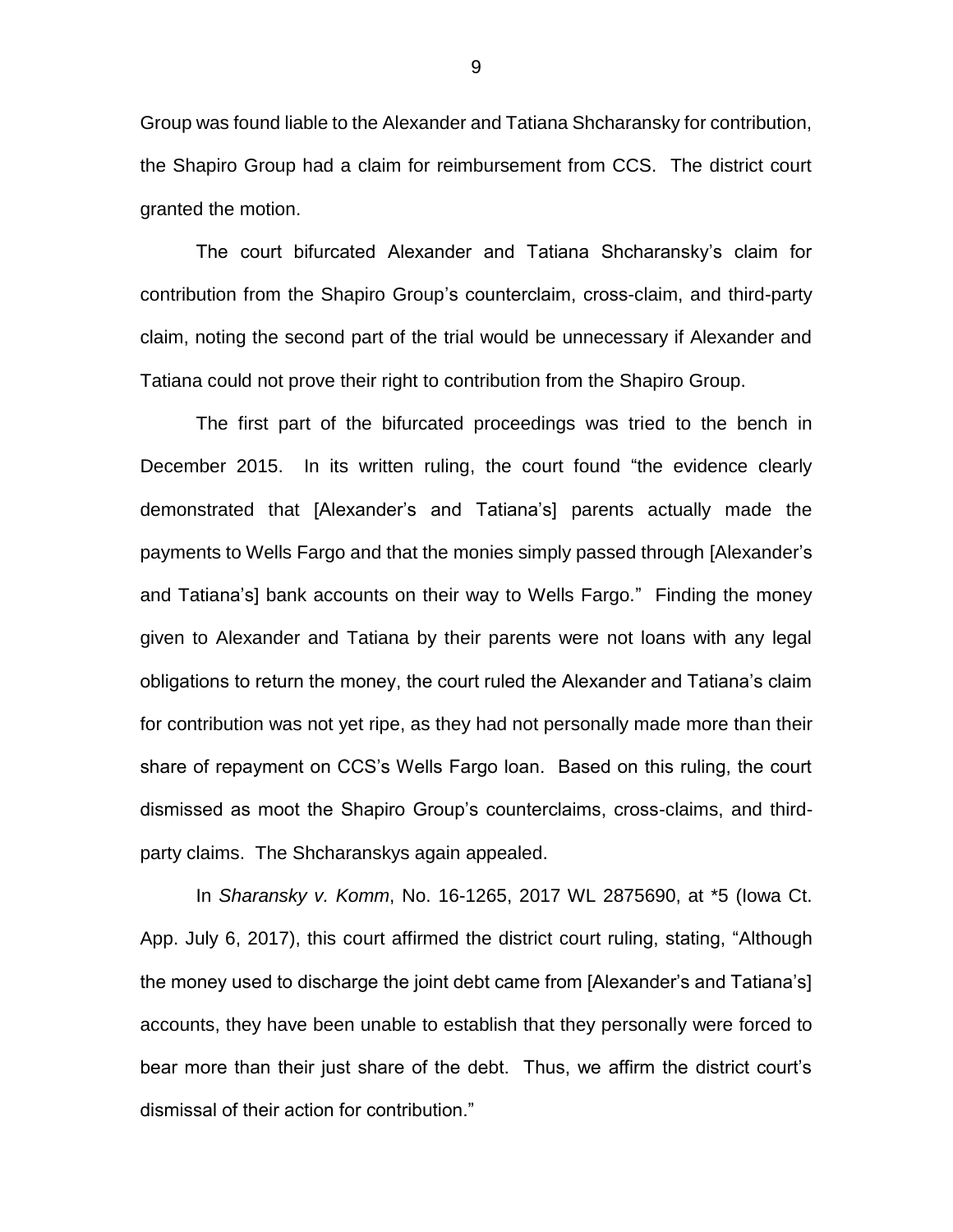Group was found liable to the Alexander and Tatiana Shcharansky for contribution, the Shapiro Group had a claim for reimbursement from CCS. The district court granted the motion.

The court bifurcated Alexander and Tatiana Shcharansky's claim for contribution from the Shapiro Group's counterclaim, cross-claim, and third-party claim, noting the second part of the trial would be unnecessary if Alexander and Tatiana could not prove their right to contribution from the Shapiro Group.

The first part of the bifurcated proceedings was tried to the bench in December 2015. In its written ruling, the court found "the evidence clearly demonstrated that [Alexander's and Tatiana's] parents actually made the payments to Wells Fargo and that the monies simply passed through [Alexander's and Tatiana's] bank accounts on their way to Wells Fargo." Finding the money given to Alexander and Tatiana by their parents were not loans with any legal obligations to return the money, the court ruled the Alexander and Tatiana's claim for contribution was not yet ripe, as they had not personally made more than their share of repayment on CCS's Wells Fargo loan. Based on this ruling, the court dismissed as moot the Shapiro Group's counterclaims, cross-claims, and third-party claims. The Shcharanskys again appealed.

In *Sharansky v. Komm*, No. 16-1265, 2017 WL 2875690, at *5 (Iowa Ct. App. July 6, 2017), this court affirmed the district court ruling, stating, "Although the money used to discharge the joint debt came from [Alexander's and Tatiana's] accounts, they have been unable to establish that they personally were forced to bear more than their just share of the debt. Thus, we affirm the district court's dismissal of their action for contribution."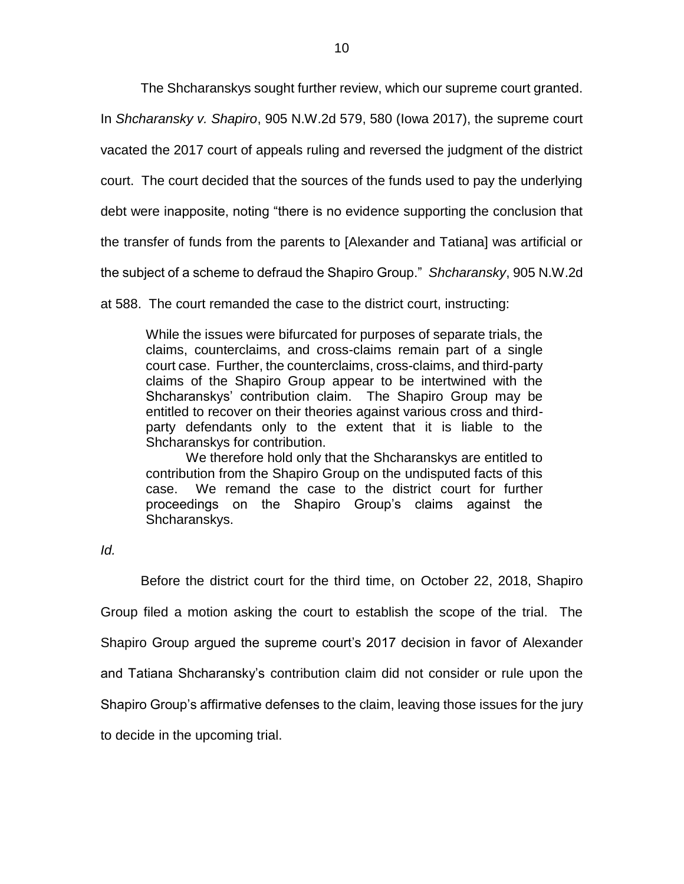The Shcharanskys sought further review, which our supreme court granted. In *Shcharansky v. Shapiro*, 905 N.W.2d 579, 580 (Iowa 2017), the supreme court vacated the 2017 court of appeals ruling and reversed the judgment of the district court. The court decided that the sources of the funds used to pay the underlying debt were inapposite, noting "there is no evidence supporting the conclusion that the transfer of funds from the parents to [Alexander and Tatiana] was artificial or the subject of a scheme to defraud the Shapiro Group." *Shcharansky*, 905 N.W.2d at 588. The court remanded the case to the district court, instructing:

> While the issues were bifurcated for purposes of separate trials, the claims, counterclaims, and cross-claims remain part of a single court case. Further, the counterclaims, cross-claims, and third-party claims of the Shapiro Group appear to be intertwined with the Shcharanskys' contribution claim. The Shapiro Group may be entitled to recover on their theories against various cross and third-party defendants only to the extent that it is liable to the Shcharanskys for contribution.
>
> We therefore hold only that the Shcharanskys are entitled to contribution from the Shapiro Group on the undisputed facts of this case. We remand the case to the district court for further proceedings on the Shapiro Group's claims against the Shcharanskys.

*Id.*

Before the district court for the third time, on October 22, 2018, Shapiro Group filed a motion asking the court to establish the scope of the trial. The Shapiro Group argued the supreme court's 2017 decision in favor of Alexander and Tatiana Shcharansky's contribution claim did not consider or rule upon the Shapiro Group's affirmative defenses to the claim, leaving those issues for the jury to decide in the upcoming trial.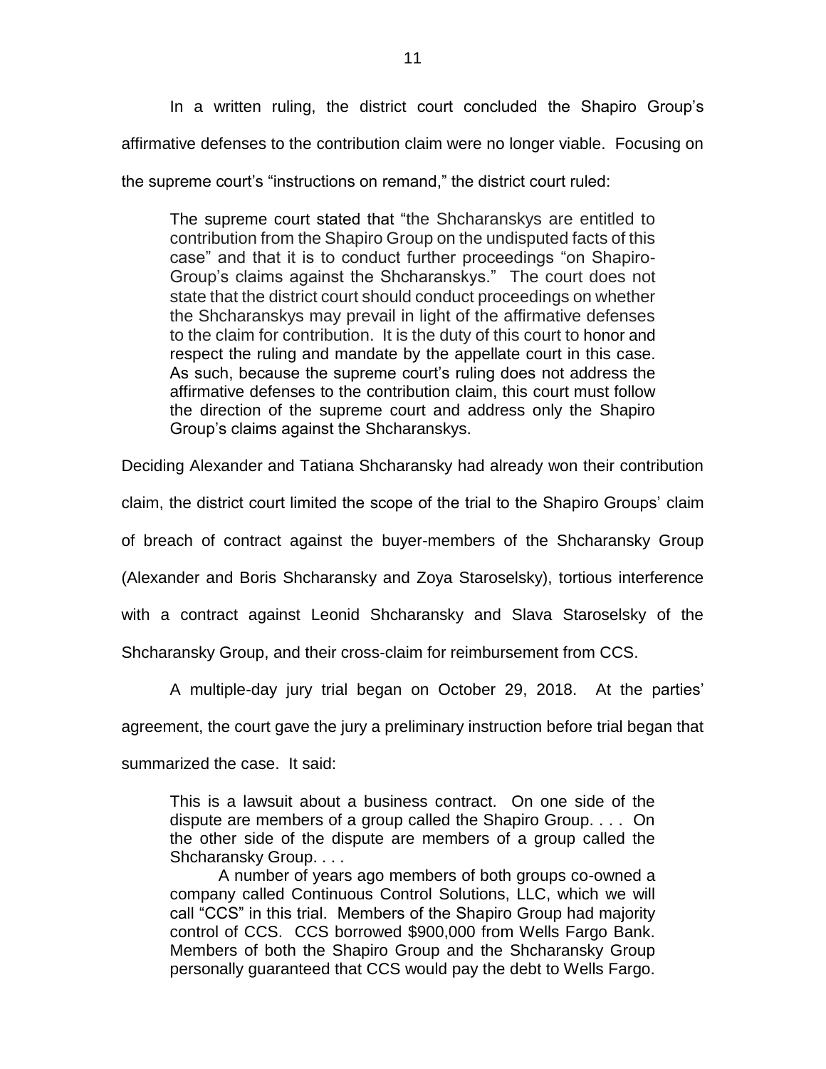In a written ruling, the district court concluded the Shapiro Group's affirmative defenses to the contribution claim were no longer viable. Focusing on the supreme court's "instructions on remand," the district court ruled:

> The supreme court stated that "the Shcharanskys are entitled to contribution from the Shapiro Group on the undisputed facts of this case" and that it is to conduct further proceedings "on Shapiro-Group's claims against the Shcharanskys." The court does not state that the district court should conduct proceedings on whether the Shcharanskys may prevail in light of the affirmative defenses to the claim for contribution. It is the duty of this court to honor and respect the ruling and mandate by the appellate court in this case. As such, because the supreme court's ruling does not address the affirmative defenses to the contribution claim, this court must follow the direction of the supreme court and address only the Shapiro Group's claims against the Shcharanskys.

Deciding Alexander and Tatiana Shcharansky had already won their contribution claim, the district court limited the scope of the trial to the Shapiro Groups' claim of breach of contract against the buyer-members of the Shcharansky Group (Alexander and Boris Shcharansky and Zoya Staroselsky), tortious interference with a contract against Leonid Shcharansky and Slava Staroselsky of the Shcharansky Group, and their cross-claim for reimbursement from CCS.

A multiple-day jury trial began on October 29, 2018. At the parties' agreement, the court gave the jury a preliminary instruction before trial began that summarized the case. It said:

> This is a lawsuit about a business contract. On one side of the dispute are members of a group called the Shapiro Group. . . . On the other side of the dispute are members of a group called the Shcharansky Group. . . .
>
> A number of years ago members of both groups co-owned a company called Continuous Control Solutions, LLC, which we will call "CCS" in this trial. Members of the Shapiro Group had majority control of CCS. CCS borrowed $900,000 from Wells Fargo Bank. Members of both the Shapiro Group and the Shcharansky Group personally guaranteed that CCS would pay the debt to Wells Fargo.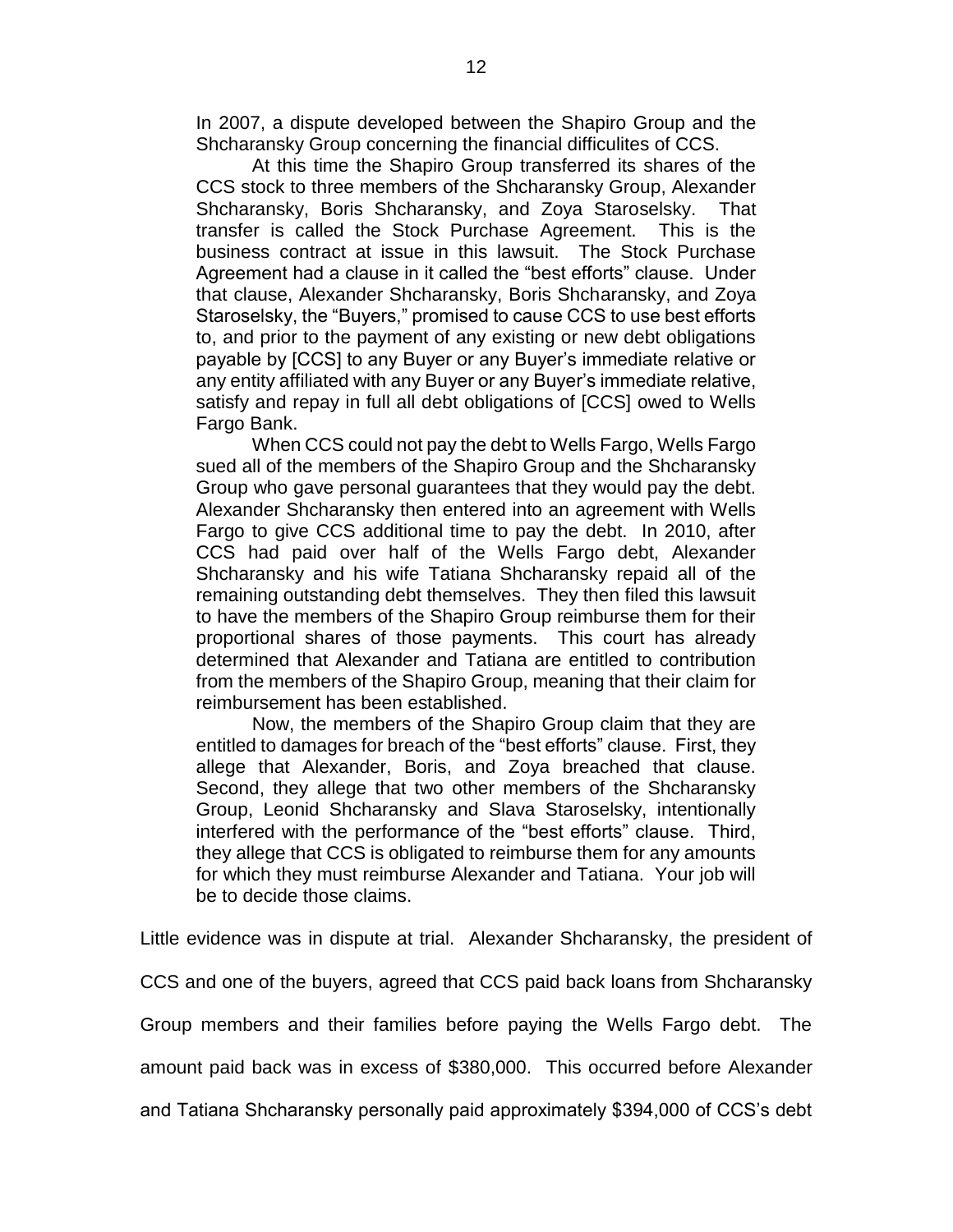> In 2007, a dispute developed between the Shapiro Group and the Shcharansky Group concerning the financial difficulites of CCS.
>
> At this time the Shapiro Group transferred its shares of the CCS stock to three members of the Shcharansky Group, Alexander Shcharansky, Boris Shcharansky, and Zoya Staroselsky. That transfer is called the Stock Purchase Agreement. This is the business contract at issue in this lawsuit. The Stock Purchase Agreement had a clause in it called the "best efforts" clause. Under that clause, Alexander Shcharansky, Boris Shcharansky, and Zoya Staroselsky, the "Buyers," promised to cause CCS to use best efforts to, and prior to the payment of any existing or new debt obligations payable by [CCS] to any Buyer or any Buyer's immediate relative or any entity affiliated with any Buyer or any Buyer's immediate relative, satisfy and repay in full all debt obligations of [CCS] owed to Wells Fargo Bank.
>
> When CCS could not pay the debt to Wells Fargo, Wells Fargo sued all of the members of the Shapiro Group and the Shcharansky Group who gave personal guarantees that they would pay the debt. Alexander Shcharansky then entered into an agreement with Wells Fargo to give CCS additional time to pay the debt. In 2010, after CCS had paid over half of the Wells Fargo debt, Alexander Shcharansky and his wife Tatiana Shcharansky repaid all of the remaining outstanding debt themselves. They then filed this lawsuit to have the members of the Shapiro Group reimburse them for their proportional shares of those payments. This court has already determined that Alexander and Tatiana are entitled to contribution from the members of the Shapiro Group, meaning that their claim for reimbursement has been established.
>
> Now, the members of the Shapiro Group claim that they are entitled to damages for breach of the "best efforts" clause. First, they allege that Alexander, Boris, and Zoya breached that clause. Second, they allege that two other members of the Shcharansky Group, Leonid Shcharansky and Slava Staroselsky, intentionally interfered with the performance of the "best efforts" clause. Third, they allege that CCS is obligated to reimburse them for any amounts for which they must reimburse Alexander and Tatiana. Your job will be to decide those claims.

Little evidence was in dispute at trial. Alexander Shcharansky, the president of CCS and one of the buyers, agreed that CCS paid back loans from Shcharansky Group members and their families before paying the Wells Fargo debt. The amount paid back was in excess of $380,000. This occurred before Alexander and Tatiana Shcharansky personally paid approximately $394,000 of CCS's debt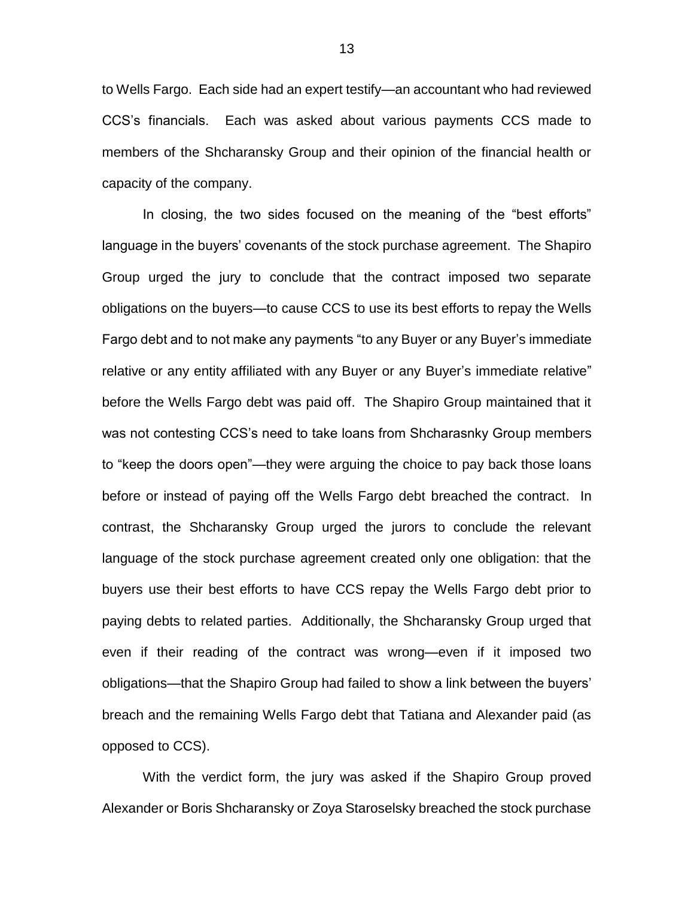to Wells Fargo. Each side had an expert testify—an accountant who had reviewed CCS's financials. Each was asked about various payments CCS made to members of the Shcharansky Group and their opinion of the financial health or capacity of the company.

In closing, the two sides focused on the meaning of the "best efforts" language in the buyers' covenants of the stock purchase agreement. The Shapiro Group urged the jury to conclude that the contract imposed two separate obligations on the buyers—to cause CCS to use its best efforts to repay the Wells Fargo debt and to not make any payments "to any Buyer or any Buyer's immediate relative or any entity affiliated with any Buyer or any Buyer's immediate relative" before the Wells Fargo debt was paid off. The Shapiro Group maintained that it was not contesting CCS's need to take loans from Shcharasnky Group members to "keep the doors open"—they were arguing the choice to pay back those loans before or instead of paying off the Wells Fargo debt breached the contract. In contrast, the Shcharansky Group urged the jurors to conclude the relevant language of the stock purchase agreement created only one obligation: that the buyers use their best efforts to have CCS repay the Wells Fargo debt prior to paying debts to related parties. Additionally, the Shcharansky Group urged that even if their reading of the contract was wrong—even if it imposed two obligations—that the Shapiro Group had failed to show a link between the buyers' breach and the remaining Wells Fargo debt that Tatiana and Alexander paid (as opposed to CCS).

With the verdict form, the jury was asked if the Shapiro Group proved Alexander or Boris Shcharansky or Zoya Staroselsky breached the stock purchase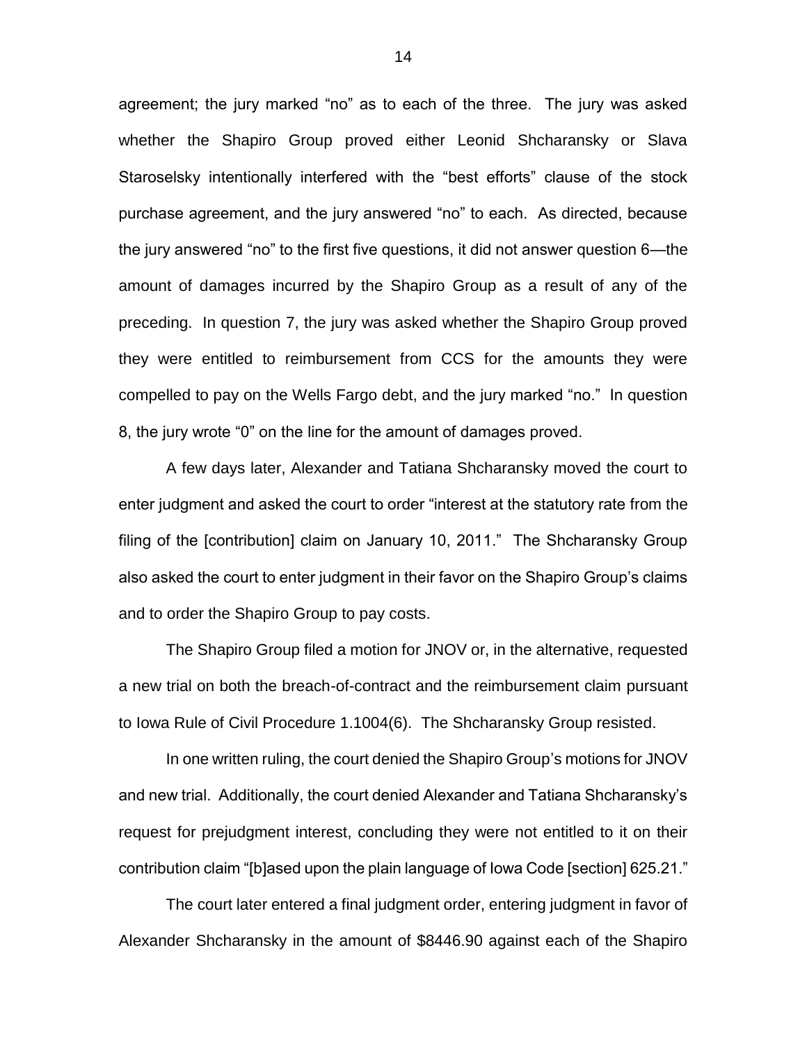agreement; the jury marked "no" as to each of the three. The jury was asked whether the Shapiro Group proved either Leonid Shcharansky or Slava Staroselsky intentionally interfered with the "best efforts" clause of the stock purchase agreement, and the jury answered "no" to each. As directed, because the jury answered "no" to the first five questions, it did not answer question 6—the amount of damages incurred by the Shapiro Group as a result of any of the preceding. In question 7, the jury was asked whether the Shapiro Group proved they were entitled to reimbursement from CCS for the amounts they were compelled to pay on the Wells Fargo debt, and the jury marked "no." In question 8, the jury wrote "0" on the line for the amount of damages proved.

A few days later, Alexander and Tatiana Shcharansky moved the court to enter judgment and asked the court to order "interest at the statutory rate from the filing of the [contribution] claim on January 10, 2011." The Shcharansky Group also asked the court to enter judgment in their favor on the Shapiro Group's claims and to order the Shapiro Group to pay costs.

The Shapiro Group filed a motion for JNOV or, in the alternative, requested a new trial on both the breach-of-contract and the reimbursement claim pursuant to Iowa Rule of Civil Procedure 1.1004(6). The Shcharansky Group resisted.

In one written ruling, the court denied the Shapiro Group's motions for JNOV and new trial. Additionally, the court denied Alexander and Tatiana Shcharansky's request for prejudgment interest, concluding they were not entitled to it on their contribution claim "[b]ased upon the plain language of Iowa Code [section] 625.21."

The court later entered a final judgment order, entering judgment in favor of Alexander Shcharansky in the amount of $8446.90 against each of the Shapiro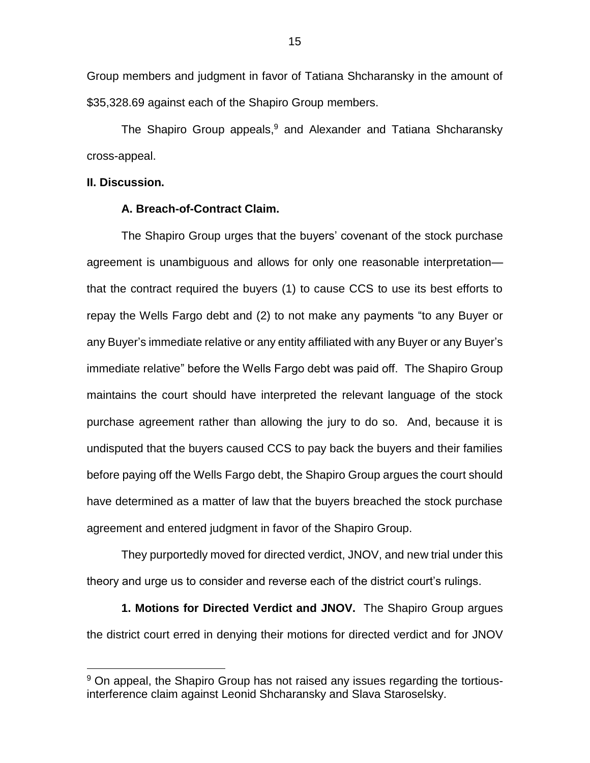Group members and judgment in favor of Tatiana Shcharansky in the amount of $35,328.69 against each of the Shapiro Group members.

The Shapiro Group appeals,[9] and Alexander and Tatiana Shcharansky cross-appeal.

**II. Discussion.**

**A. Breach-of-Contract Claim.**

The Shapiro Group urges that the buyers' covenant of the stock purchase agreement is unambiguous and allows for only one reasonable interpretation—that the contract required the buyers (1) to cause CCS to use its best efforts to repay the Wells Fargo debt and (2) to not make any payments "to any Buyer or any Buyer's immediate relative or any entity affiliated with any Buyer or any Buyer's immediate relative" before the Wells Fargo debt was paid off. The Shapiro Group maintains the court should have interpreted the relevant language of the stock purchase agreement rather than allowing the jury to do so. And, because it is undisputed that the buyers caused CCS to pay back the buyers and their families before paying off the Wells Fargo debt, the Shapiro Group argues the court should have determined as a matter of law that the buyers breached the stock purchase agreement and entered judgment in favor of the Shapiro Group.

They purportedly moved for directed verdict, JNOV, and new trial under this theory and urge us to consider and reverse each of the district court's rulings.

**1. Motions for Directed Verdict and JNOV.** The Shapiro Group argues the district court erred in denying their motions for directed verdict and for JNOV

[9] On appeal, the Shapiro Group has not raised any issues regarding the tortious-interference claim against Leonid Shcharansky and Slava Staroselsky.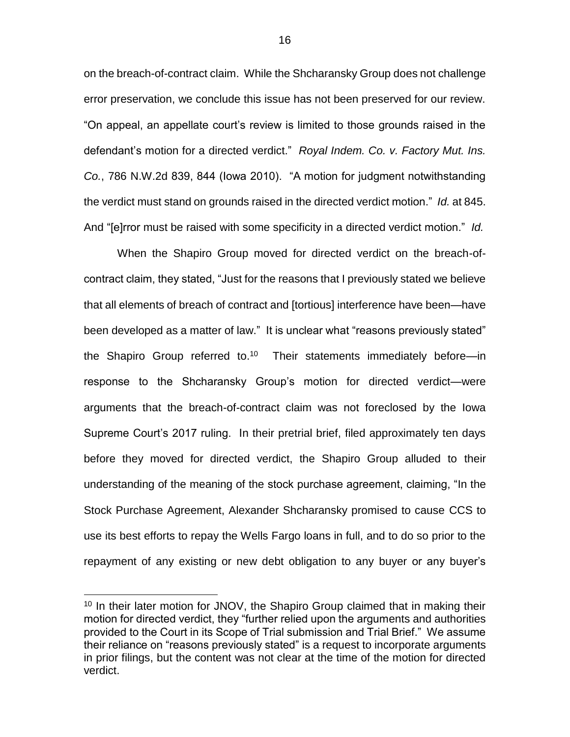on the breach-of-contract claim. While the Shcharansky Group does not challenge error preservation, we conclude this issue has not been preserved for our review. "On appeal, an appellate court's review is limited to those grounds raised in the defendant's motion for a directed verdict." *Royal Indem. Co. v. Factory Mut. Ins. Co.*, 786 N.W.2d 839, 844 (Iowa 2010). "A motion for judgment notwithstanding the verdict must stand on grounds raised in the directed verdict motion." *Id.* at 845. And "[e]rror must be raised with some specificity in a directed verdict motion." *Id.*

When the Shapiro Group moved for directed verdict on the breach-of-contract claim, they stated, "Just for the reasons that I previously stated we believe that all elements of breach of contract and [tortious] interference have been—have been developed as a matter of law." It is unclear what "reasons previously stated" the Shapiro Group referred to.[10] Their statements immediately before—in response to the Shcharansky Group's motion for directed verdict—were arguments that the breach-of-contract claim was not foreclosed by the Iowa Supreme Court's 2017 ruling. In their pretrial brief, filed approximately ten days before they moved for directed verdict, the Shapiro Group alluded to their understanding of the meaning of the stock purchase agreement, claiming, "In the Stock Purchase Agreement, Alexander Shcharansky promised to cause CCS to use its best efforts to repay the Wells Fargo loans in full, and to do so prior to the repayment of any existing or new debt obligation to any buyer or any buyer's

[10] In their later motion for JNOV, the Shapiro Group claimed that in making their motion for directed verdict, they "further relied upon the arguments and authorities provided to the Court in its Scope of Trial submission and Trial Brief." We assume their reliance on "reasons previously stated" is a request to incorporate arguments in prior filings, but the content was not clear at the time of the motion for directed verdict.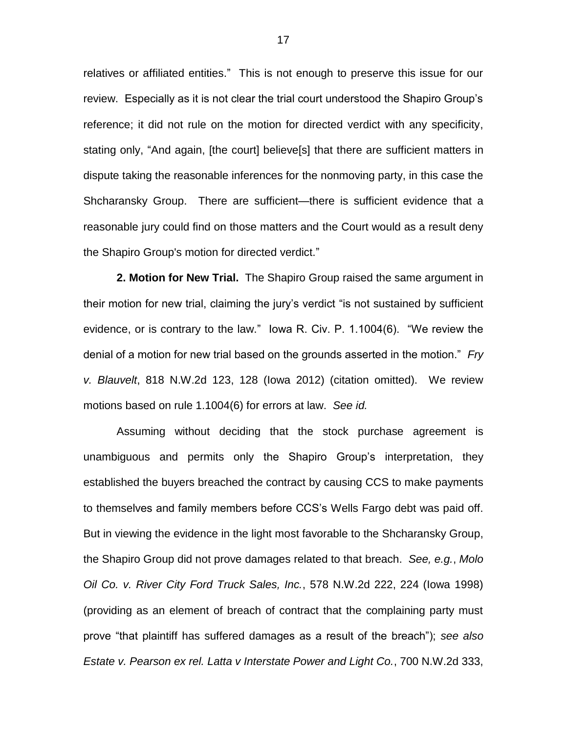relatives or affiliated entities." This is not enough to preserve this issue for our review. Especially as it is not clear the trial court understood the Shapiro Group's reference; it did not rule on the motion for directed verdict with any specificity, stating only, "And again, [the court] believe[s] that there are sufficient matters in dispute taking the reasonable inferences for the nonmoving party, in this case the Shcharansky Group. There are sufficient—there is sufficient evidence that a reasonable jury could find on those matters and the Court would as a result deny the Shapiro Group's motion for directed verdict."

**2. Motion for New Trial.** The Shapiro Group raised the same argument in their motion for new trial, claiming the jury's verdict "is not sustained by sufficient evidence, or is contrary to the law." Iowa R. Civ. P. 1.1004(6). "We review the denial of a motion for new trial based on the grounds asserted in the motion." *Fry v. Blauvelt*, 818 N.W.2d 123, 128 (Iowa 2012) (citation omitted). We review motions based on rule 1.1004(6) for errors at law. *See id.*

Assuming without deciding that the stock purchase agreement is unambiguous and permits only the Shapiro Group's interpretation, they established the buyers breached the contract by causing CCS to make payments to themselves and family members before CCS's Wells Fargo debt was paid off. But in viewing the evidence in the light most favorable to the Shcharansky Group, the Shapiro Group did not prove damages related to that breach. *See, e.g.*, *Molo Oil Co. v. River City Ford Truck Sales, Inc.*, 578 N.W.2d 222, 224 (Iowa 1998) (providing as an element of breach of contract that the complaining party must prove "that plaintiff has suffered damages as a result of the breach"); *see also Estate v. Pearson ex rel. Latta v Interstate Power and Light Co.*, 700 N.W.2d 333,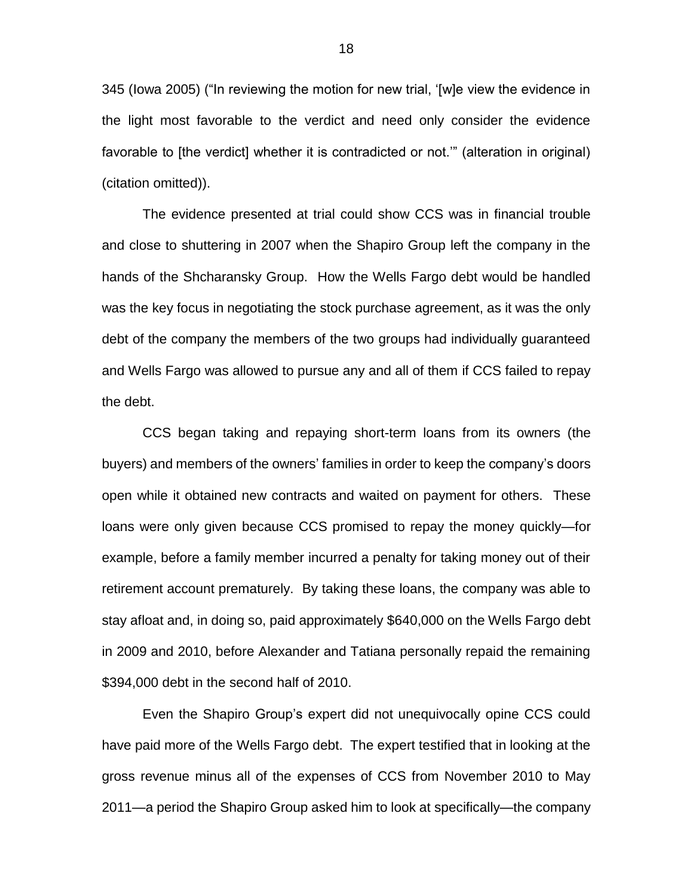345 (Iowa 2005) ("In reviewing the motion for new trial, '[w]e view the evidence in the light most favorable to the verdict and need only consider the evidence favorable to [the verdict] whether it is contradicted or not.'" (alteration in original) (citation omitted)).

The evidence presented at trial could show CCS was in financial trouble and close to shuttering in 2007 when the Shapiro Group left the company in the hands of the Shcharansky Group. How the Wells Fargo debt would be handled was the key focus in negotiating the stock purchase agreement, as it was the only debt of the company the members of the two groups had individually guaranteed and Wells Fargo was allowed to pursue any and all of them if CCS failed to repay the debt.

CCS began taking and repaying short-term loans from its owners (the buyers) and members of the owners' families in order to keep the company's doors open while it obtained new contracts and waited on payment for others. These loans were only given because CCS promised to repay the money quickly—for example, before a family member incurred a penalty for taking money out of their retirement account prematurely. By taking these loans, the company was able to stay afloat and, in doing so, paid approximately $640,000 on the Wells Fargo debt in 2009 and 2010, before Alexander and Tatiana personally repaid the remaining $394,000 debt in the second half of 2010.

Even the Shapiro Group's expert did not unequivocally opine CCS could have paid more of the Wells Fargo debt. The expert testified that in looking at the gross revenue minus all of the expenses of CCS from November 2010 to May 2011—a period the Shapiro Group asked him to look at specifically—the company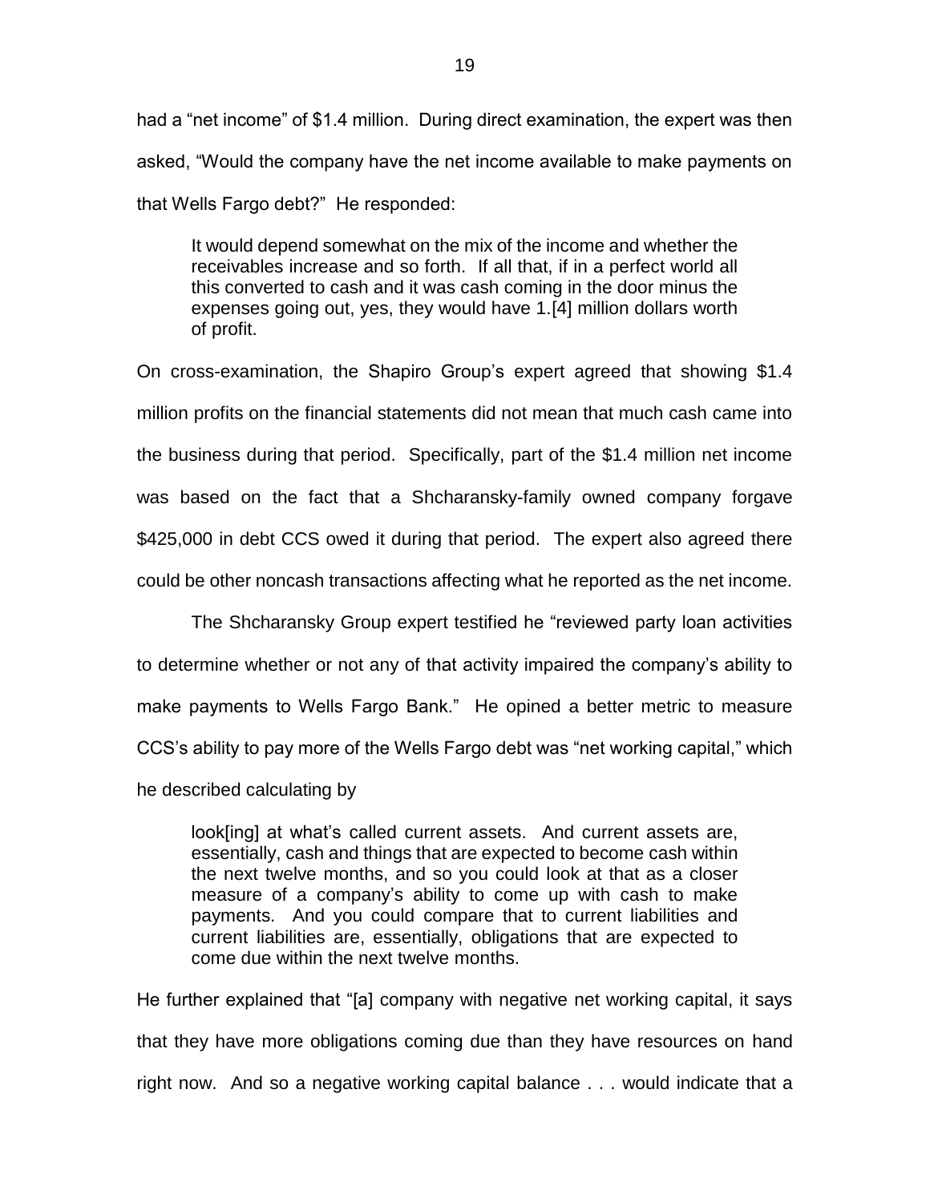had a "net income" of $1.4 million. During direct examination, the expert was then asked, "Would the company have the net income available to make payments on that Wells Fargo debt?" He responded:

> It would depend somewhat on the mix of the income and whether the receivables increase and so forth. If all that, if in a perfect world all this converted to cash and it was cash coming in the door minus the expenses going out, yes, they would have 1.[4] million dollars worth of profit.

On cross-examination, the Shapiro Group's expert agreed that showing $1.4 million profits on the financial statements did not mean that much cash came into the business during that period. Specifically, part of the $1.4 million net income was based on the fact that a Shcharansky-family owned company forgave $425,000 in debt CCS owed it during that period. The expert also agreed there could be other noncash transactions affecting what he reported as the net income.

The Shcharansky Group expert testified he "reviewed party loan activities to determine whether or not any of that activity impaired the company's ability to make payments to Wells Fargo Bank." He opined a better metric to measure CCS's ability to pay more of the Wells Fargo debt was "net working capital," which he described calculating by

> look[ing] at what's called current assets. And current assets are, essentially, cash and things that are expected to become cash within the next twelve months, and so you could look at that as a closer measure of a company's ability to come up with cash to make payments. And you could compare that to current liabilities and current liabilities are, essentially, obligations that are expected to come due within the next twelve months.

He further explained that "[a] company with negative net working capital, it says that they have more obligations coming due than they have resources on hand right now. And so a negative working capital balance . . . would indicate that a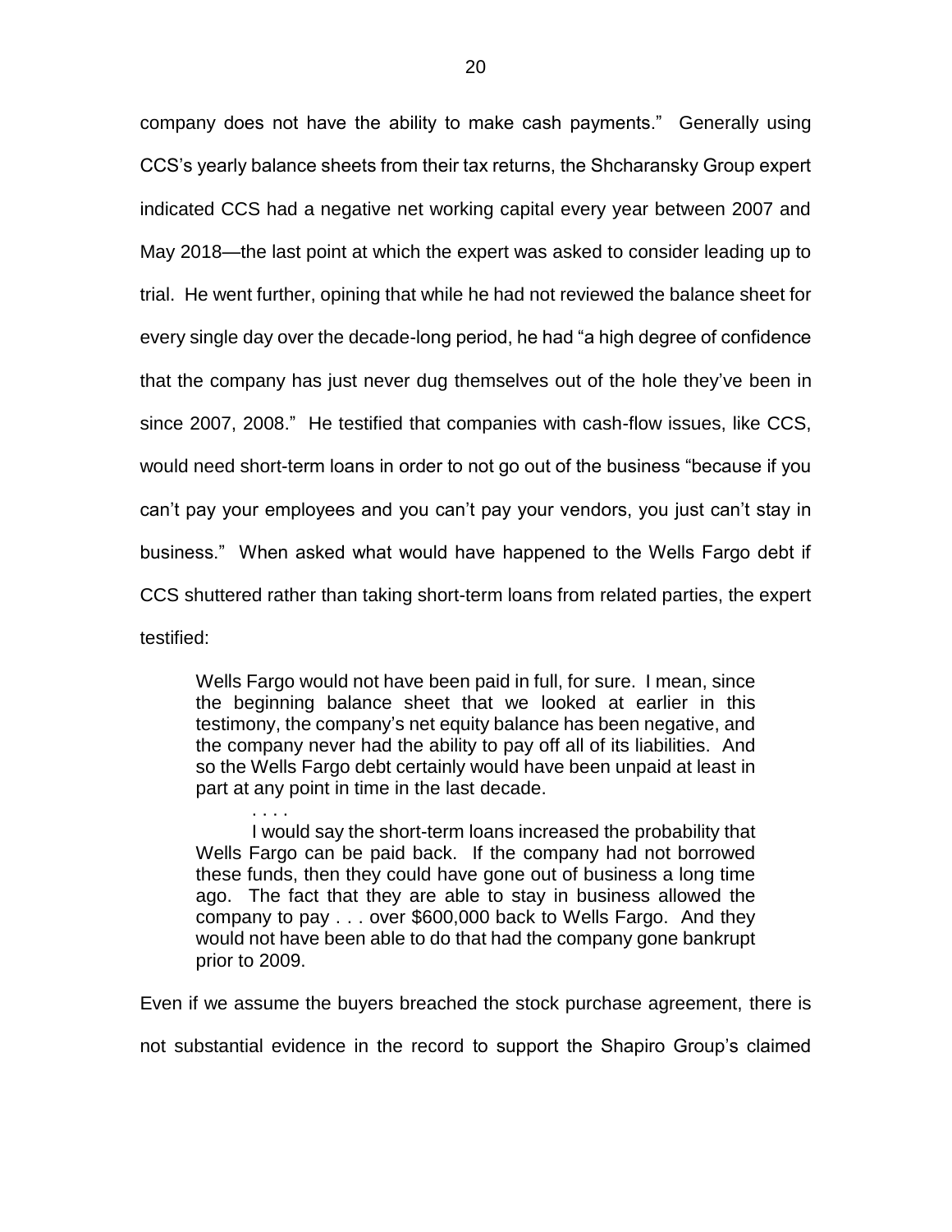company does not have the ability to make cash payments." Generally using CCS's yearly balance sheets from their tax returns, the Shcharansky Group expert indicated CCS had a negative net working capital every year between 2007 and May 2018—the last point at which the expert was asked to consider leading up to trial. He went further, opining that while he had not reviewed the balance sheet for every single day over the decade-long period, he had "a high degree of confidence that the company has just never dug themselves out of the hole they've been in since 2007, 2008." He testified that companies with cash-flow issues, like CCS, would need short-term loans in order to not go out of the business "because if you can't pay your employees and you can't pay your vendors, you just can't stay in business." When asked what would have happened to the Wells Fargo debt if CCS shuttered rather than taking short-term loans from related parties, the expert testified:

> Wells Fargo would not have been paid in full, for sure. I mean, since the beginning balance sheet that we looked at earlier in this testimony, the company's net equity balance has been negative, and the company never had the ability to pay off all of its liabilities. And so the Wells Fargo debt certainly would have been unpaid at least in part at any point in time in the last decade.
>
> . . . .
>
> I would say the short-term loans increased the probability that Wells Fargo can be paid back. If the company had not borrowed these funds, then they could have gone out of business a long time ago. The fact that they are able to stay in business allowed the company to pay . . . over $600,000 back to Wells Fargo. And they would not have been able to do that had the company gone bankrupt prior to 2009.

Even if we assume the buyers breached the stock purchase agreement, there is not substantial evidence in the record to support the Shapiro Group's claimed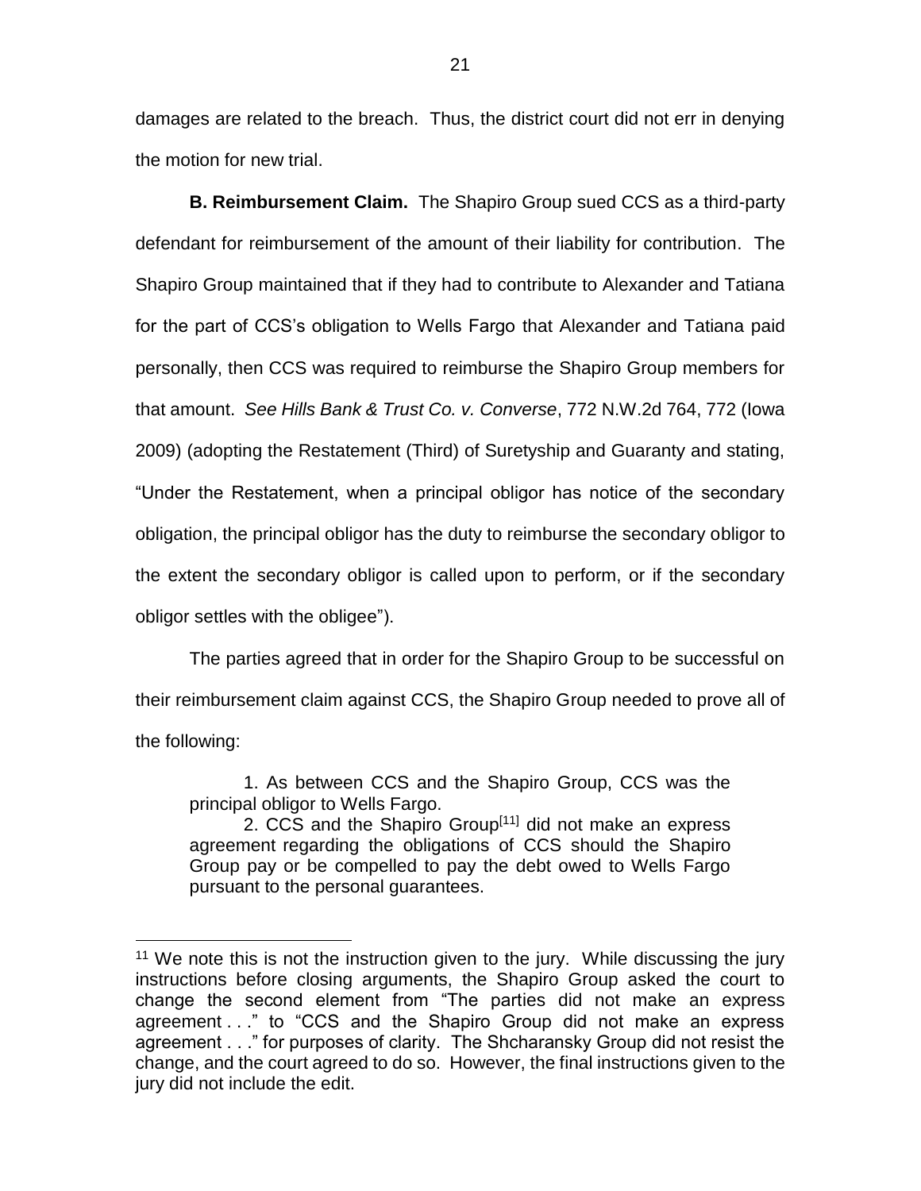damages are related to the breach. Thus, the district court did not err in denying the motion for new trial.

**B. Reimbursement Claim.** The Shapiro Group sued CCS as a third-party defendant for reimbursement of the amount of their liability for contribution. The Shapiro Group maintained that if they had to contribute to Alexander and Tatiana for the part of CCS's obligation to Wells Fargo that Alexander and Tatiana paid personally, then CCS was required to reimburse the Shapiro Group members for that amount. *See Hills Bank & Trust Co. v. Converse*, 772 N.W.2d 764, 772 (Iowa 2009) (adopting the Restatement (Third) of Suretyship and Guaranty and stating, "Under the Restatement, when a principal obligor has notice of the secondary obligation, the principal obligor has the duty to reimburse the secondary obligor to the extent the secondary obligor is called upon to perform, or if the secondary obligor settles with the obligee").

The parties agreed that in order for the Shapiro Group to be successful on their reimbursement claim against CCS, the Shapiro Group needed to prove all of the following:

> 1. As between CCS and the Shapiro Group, CCS was the principal obligor to Wells Fargo.
>
> 2. CCS and the Shapiro Group[11] did not make an express agreement regarding the obligations of CCS should the Shapiro Group pay or be compelled to pay the debt owed to Wells Fargo pursuant to the personal guarantees.

[11] We note this is not the instruction given to the jury. While discussing the jury instructions before closing arguments, the Shapiro Group asked the court to change the second element from "The parties did not make an express agreement . . ." to "CCS and the Shapiro Group did not make an express agreement . . ." for purposes of clarity. The Shcharansky Group did not resist the change, and the court agreed to do so. However, the final instructions given to the jury did not include the edit.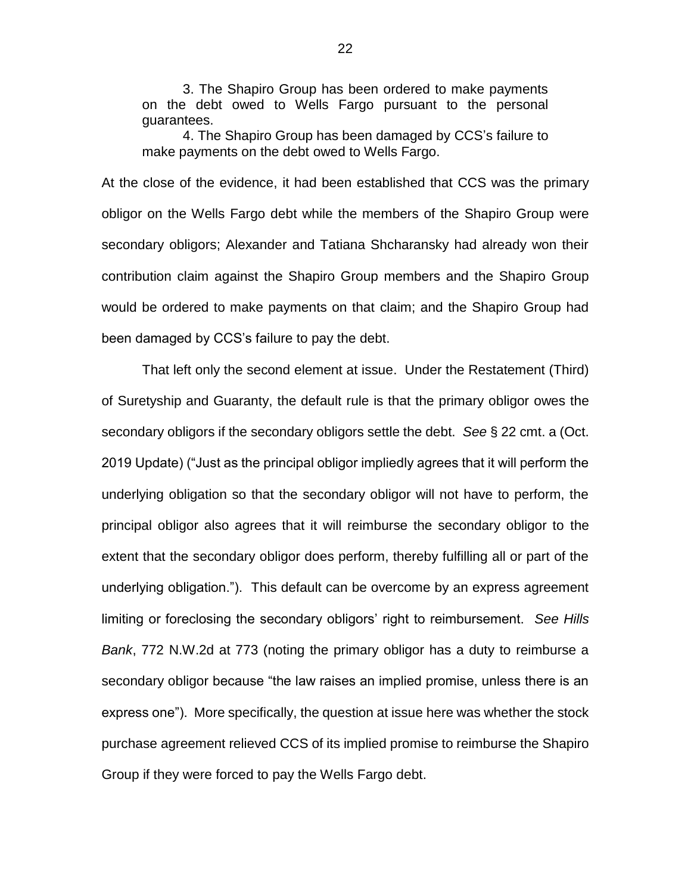3. The Shapiro Group has been ordered to make payments on the debt owed to Wells Fargo pursuant to the personal guarantees.

4. The Shapiro Group has been damaged by CCS's failure to make payments on the debt owed to Wells Fargo.

At the close of the evidence, it had been established that CCS was the primary obligor on the Wells Fargo debt while the members of the Shapiro Group were secondary obligors; Alexander and Tatiana Shcharansky had already won their contribution claim against the Shapiro Group members and the Shapiro Group would be ordered to make payments on that claim; and the Shapiro Group had been damaged by CCS's failure to pay the debt.

That left only the second element at issue. Under the Restatement (Third) of Suretyship and Guaranty, the default rule is that the primary obligor owes the secondary obligors if the secondary obligors settle the debt. *See* § 22 cmt. a (Oct. 2019 Update) ("Just as the principal obligor impliedly agrees that it will perform the underlying obligation so that the secondary obligor will not have to perform, the principal obligor also agrees that it will reimburse the secondary obligor to the extent that the secondary obligor does perform, thereby fulfilling all or part of the underlying obligation."). This default can be overcome by an express agreement limiting or foreclosing the secondary obligors' right to reimbursement. *See Hills Bank*, 772 N.W.2d at 773 (noting the primary obligor has a duty to reimburse a secondary obligor because "the law raises an implied promise, unless there is an express one"). More specifically, the question at issue here was whether the stock purchase agreement relieved CCS of its implied promise to reimburse the Shapiro Group if they were forced to pay the Wells Fargo debt.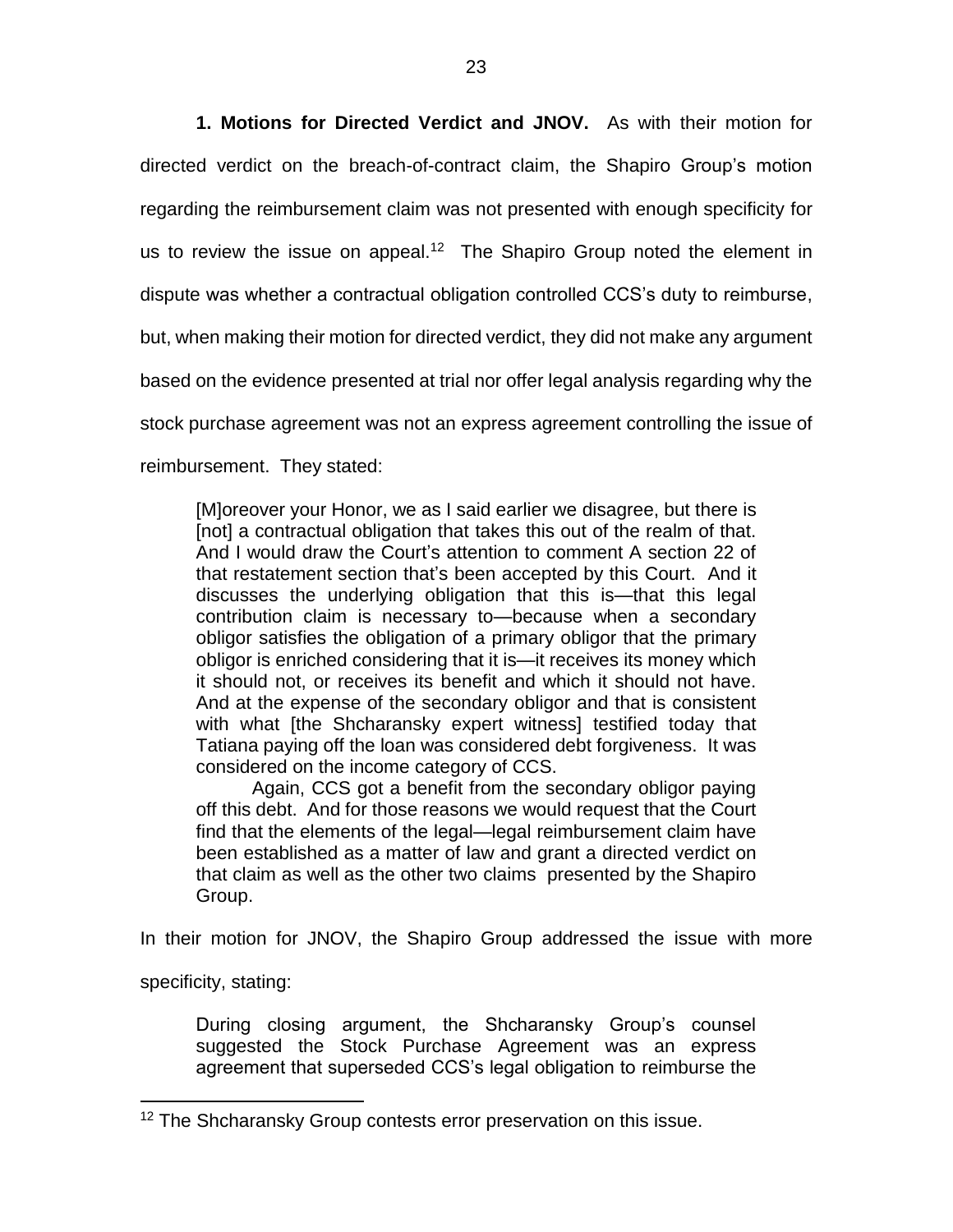**1. Motions for Directed Verdict and JNOV.** As with their motion for directed verdict on the breach-of-contract claim, the Shapiro Group's motion regarding the reimbursement claim was not presented with enough specificity for us to review the issue on appeal.[12] The Shapiro Group noted the element in dispute was whether a contractual obligation controlled CCS's duty to reimburse, but, when making their motion for directed verdict, they did not make any argument based on the evidence presented at trial nor offer legal analysis regarding why the stock purchase agreement was not an express agreement controlling the issue of reimbursement. They stated:

> [M]oreover your Honor, we as I said earlier we disagree, but there is [not] a contractual obligation that takes this out of the realm of that. And I would draw the Court's attention to comment A section 22 of that restatement section that's been accepted by this Court. And it discusses the underlying obligation that this is—that this legal contribution claim is necessary to—because when a secondary obligor satisfies the obligation of a primary obligor that the primary obligor is enriched considering that it is—it receives its money which it should not, or receives its benefit and which it should not have. And at the expense of the secondary obligor and that is consistent with what [the Shcharansky expert witness] testified today that Tatiana paying off the loan was considered debt forgiveness. It was considered on the income category of CCS.
>
> Again, CCS got a benefit from the secondary obligor paying off this debt. And for those reasons we would request that the Court find that the elements of the legal—legal reimbursement claim have been established as a matter of law and grant a directed verdict on that claim as well as the other two claims presented by the Shapiro Group.

In their motion for JNOV, the Shapiro Group addressed the issue with more specificity, stating:

> During closing argument, the Shcharansky Group's counsel suggested the Stock Purchase Agreement was an express agreement that superseded CCS's legal obligation to reimburse the

[12] The Shcharansky Group contests error preservation on this issue.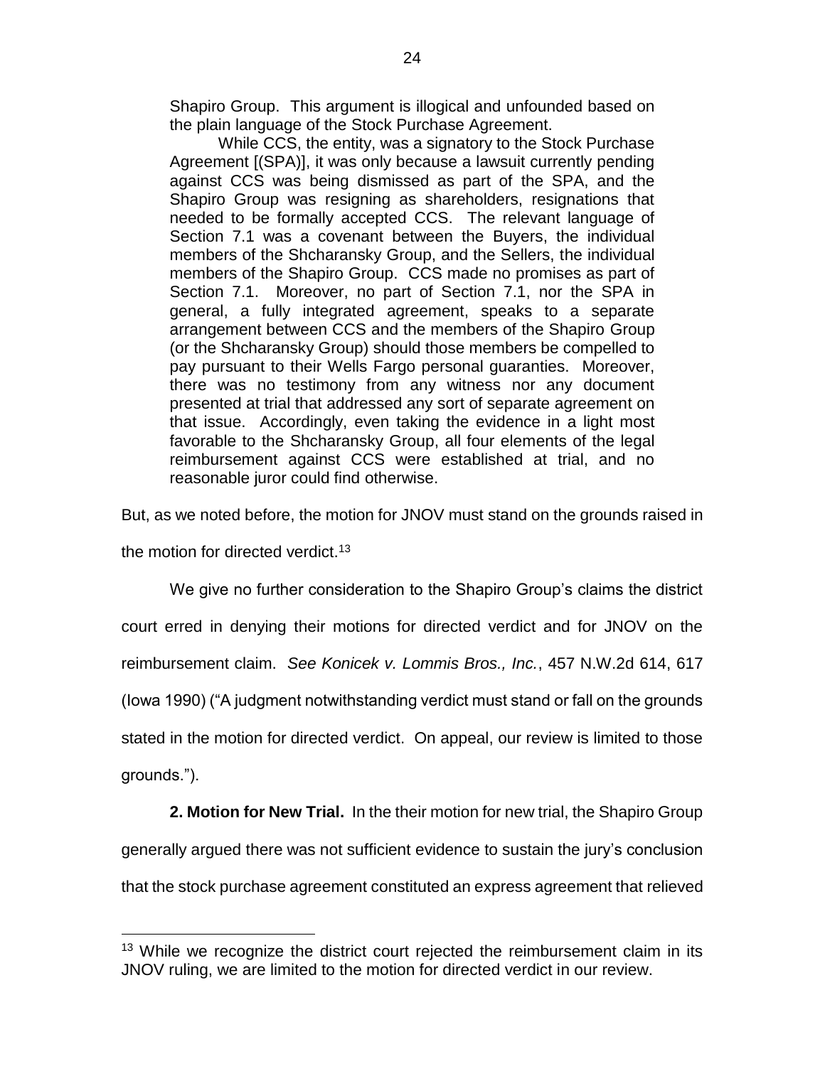> Shapiro Group. This argument is illogical and unfounded based on the plain language of the Stock Purchase Agreement.
>
> While CCS, the entity, was a signatory to the Stock Purchase Agreement [(SPA)], it was only because a lawsuit currently pending against CCS was being dismissed as part of the SPA, and the Shapiro Group was resigning as shareholders, resignations that needed to be formally accepted CCS. The relevant language of Section 7.1 was a covenant between the Buyers, the individual members of the Shcharansky Group, and the Sellers, the individual members of the Shapiro Group. CCS made no promises as part of Section 7.1. Moreover, no part of Section 7.1, nor the SPA in general, a fully integrated agreement, speaks to a separate arrangement between CCS and the members of the Shapiro Group (or the Shcharansky Group) should those members be compelled to pay pursuant to their Wells Fargo personal guaranties. Moreover, there was no testimony from any witness nor any document presented at trial that addressed any sort of separate agreement on that issue. Accordingly, even taking the evidence in a light most favorable to the Shcharansky Group, all four elements of the legal reimbursement against CCS were established at trial, and no reasonable juror could find otherwise.

But, as we noted before, the motion for JNOV must stand on the grounds raised in the motion for directed verdict.[13]

We give no further consideration to the Shapiro Group's claims the district court erred in denying their motions for directed verdict and for JNOV on the reimbursement claim. *See Konicek v. Lommis Bros., Inc.*, 457 N.W.2d 614, 617 (Iowa 1990) ("A judgment notwithstanding verdict must stand or fall on the grounds stated in the motion for directed verdict. On appeal, our review is limited to those grounds.").

**2. Motion for New Trial.** In the their motion for new trial, the Shapiro Group generally argued there was not sufficient evidence to sustain the jury's conclusion that the stock purchase agreement constituted an express agreement that relieved

---

[13] While we recognize the district court rejected the reimbursement claim in its JNOV ruling, we are limited to the motion for directed verdict in our review.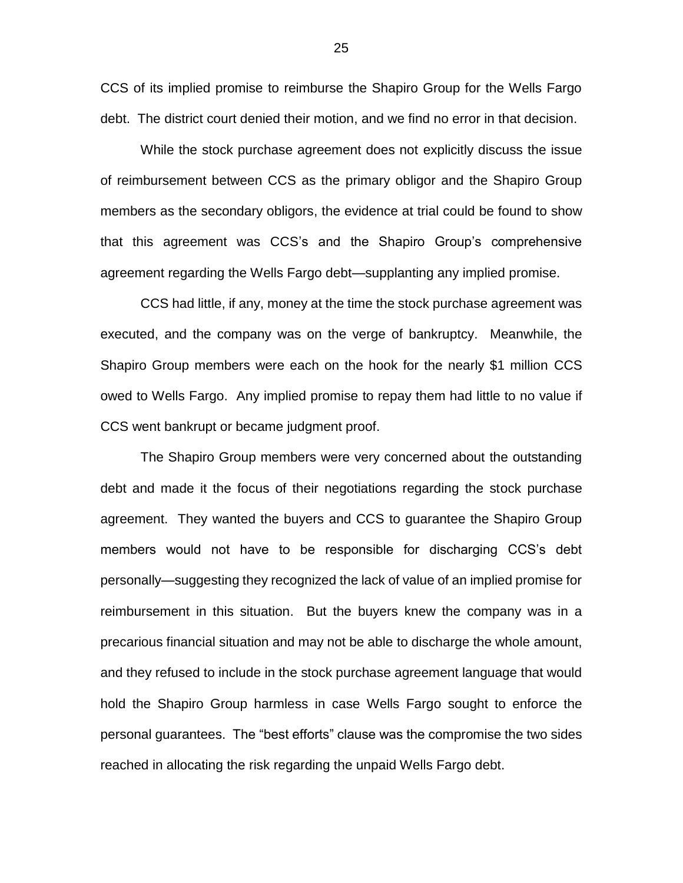CCS of its implied promise to reimburse the Shapiro Group for the Wells Fargo debt. The district court denied their motion, and we find no error in that decision.

While the stock purchase agreement does not explicitly discuss the issue of reimbursement between CCS as the primary obligor and the Shapiro Group members as the secondary obligors, the evidence at trial could be found to show that this agreement was CCS's and the Shapiro Group's comprehensive agreement regarding the Wells Fargo debt—supplanting any implied promise.

CCS had little, if any, money at the time the stock purchase agreement was executed, and the company was on the verge of bankruptcy. Meanwhile, the Shapiro Group members were each on the hook for the nearly $1 million CCS owed to Wells Fargo. Any implied promise to repay them had little to no value if CCS went bankrupt or became judgment proof.

The Shapiro Group members were very concerned about the outstanding debt and made it the focus of their negotiations regarding the stock purchase agreement. They wanted the buyers and CCS to guarantee the Shapiro Group members would not have to be responsible for discharging CCS's debt personally—suggesting they recognized the lack of value of an implied promise for reimbursement in this situation. But the buyers knew the company was in a precarious financial situation and may not be able to discharge the whole amount, and they refused to include in the stock purchase agreement language that would hold the Shapiro Group harmless in case Wells Fargo sought to enforce the personal guarantees. The "best efforts" clause was the compromise the two sides reached in allocating the risk regarding the unpaid Wells Fargo debt.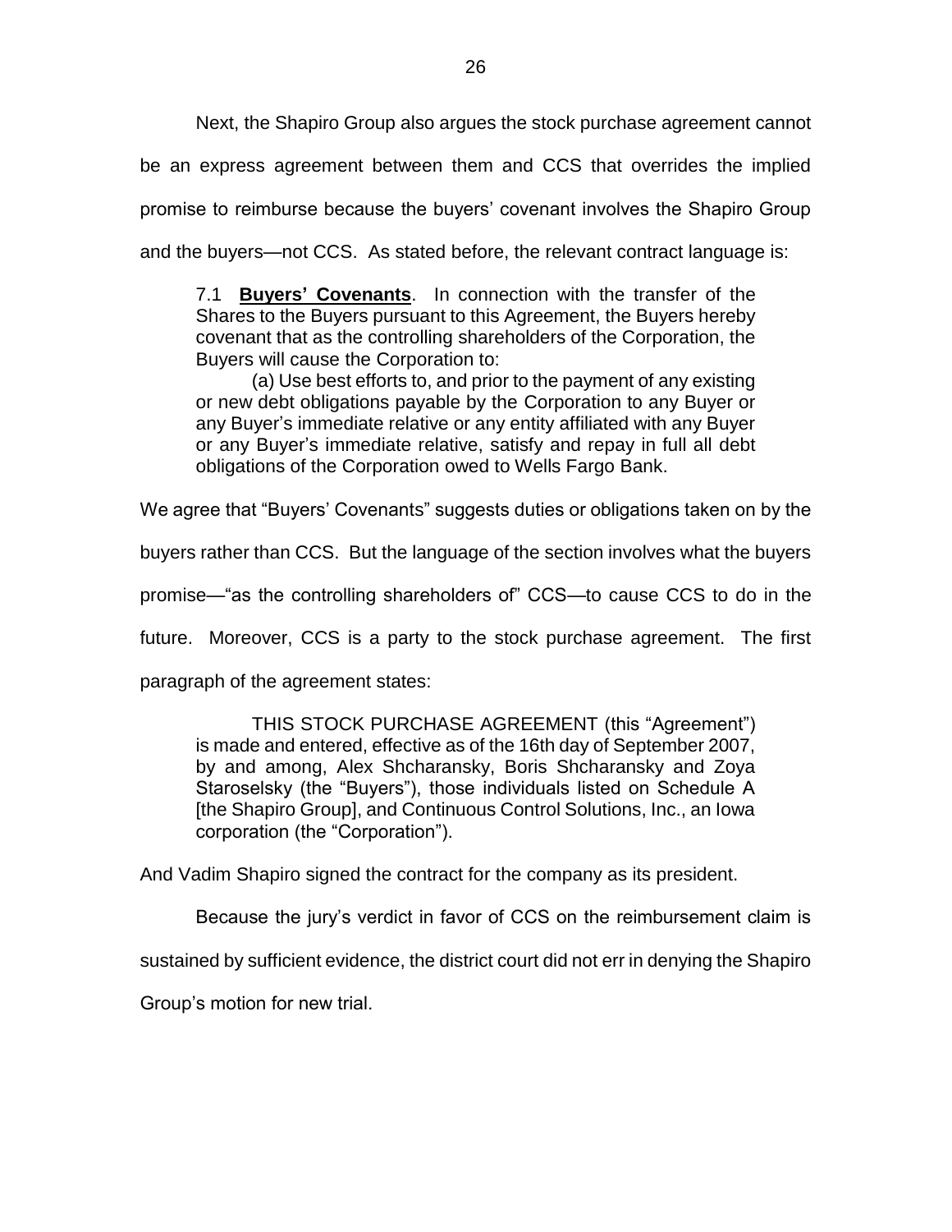Next, the Shapiro Group also argues the stock purchase agreement cannot be an express agreement between them and CCS that overrides the implied promise to reimburse because the buyers' covenant involves the Shapiro Group and the buyers—not CCS. As stated before, the relevant contract language is:

> 7.1 **Buyers' Covenants**. In connection with the transfer of the Shares to the Buyers pursuant to this Agreement, the Buyers hereby covenant that as the controlling shareholders of the Corporation, the Buyers will cause the Corporation to:
>
> (a) Use best efforts to, and prior to the payment of any existing or new debt obligations payable by the Corporation to any Buyer or any Buyer's immediate relative or any entity affiliated with any Buyer or any Buyer's immediate relative, satisfy and repay in full all debt obligations of the Corporation owed to Wells Fargo Bank.

We agree that "Buyers' Covenants" suggests duties or obligations taken on by the buyers rather than CCS. But the language of the section involves what the buyers promise—"as the controlling shareholders of" CCS—to cause CCS to do in the future. Moreover, CCS is a party to the stock purchase agreement. The first paragraph of the agreement states:

> THIS STOCK PURCHASE AGREEMENT (this "Agreement") is made and entered, effective as of the 16th day of September 2007, by and among, Alex Shcharansky, Boris Shcharansky and Zoya Staroselsky (the "Buyers"), those individuals listed on Schedule A [the Shapiro Group], and Continuous Control Solutions, Inc., an Iowa corporation (the "Corporation").

And Vadim Shapiro signed the contract for the company as its president.

Because the jury's verdict in favor of CCS on the reimbursement claim is sustained by sufficient evidence, the district court did not err in denying the Shapiro Group's motion for new trial.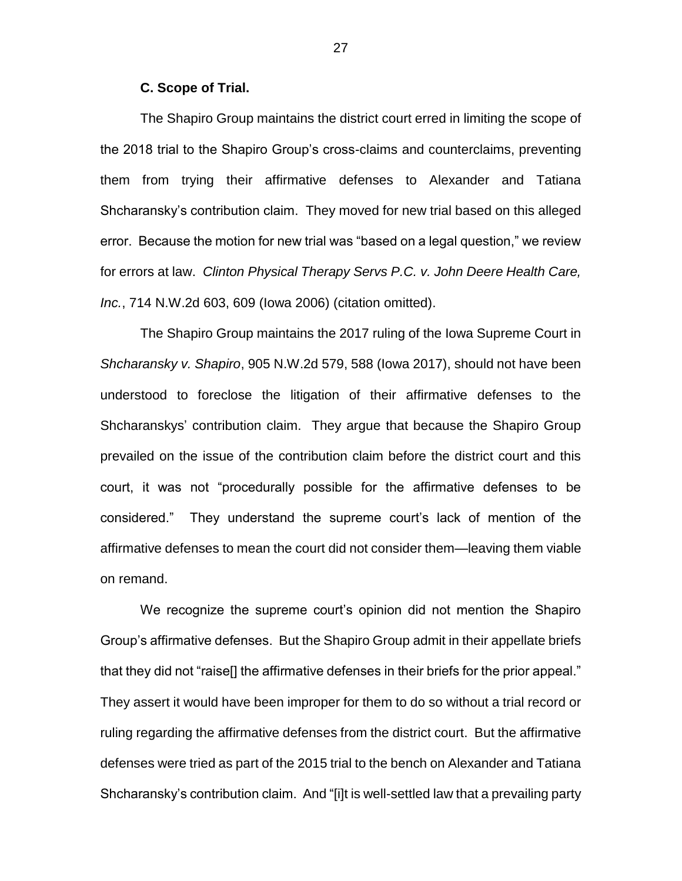**C. Scope of Trial.**

The Shapiro Group maintains the district court erred in limiting the scope of the 2018 trial to the Shapiro Group's cross-claims and counterclaims, preventing them from trying their affirmative defenses to Alexander and Tatiana Shcharansky's contribution claim. They moved for new trial based on this alleged error. Because the motion for new trial was "based on a legal question," we review for errors at law. *Clinton Physical Therapy Servs P.C. v. John Deere Health Care, Inc.*, 714 N.W.2d 603, 609 (Iowa 2006) (citation omitted).

The Shapiro Group maintains the 2017 ruling of the Iowa Supreme Court in *Shcharansky v. Shapiro*, 905 N.W.2d 579, 588 (Iowa 2017), should not have been understood to foreclose the litigation of their affirmative defenses to the Shcharanskys' contribution claim. They argue that because the Shapiro Group prevailed on the issue of the contribution claim before the district court and this court, it was not "procedurally possible for the affirmative defenses to be considered." They understand the supreme court's lack of mention of the affirmative defenses to mean the court did not consider them—leaving them viable on remand.

We recognize the supreme court's opinion did not mention the Shapiro Group's affirmative defenses. But the Shapiro Group admit in their appellate briefs that they did not "raise[] the affirmative defenses in their briefs for the prior appeal." They assert it would have been improper for them to do so without a trial record or ruling regarding the affirmative defenses from the district court. But the affirmative defenses were tried as part of the 2015 trial to the bench on Alexander and Tatiana Shcharansky's contribution claim. And "[i]t is well-settled law that a prevailing party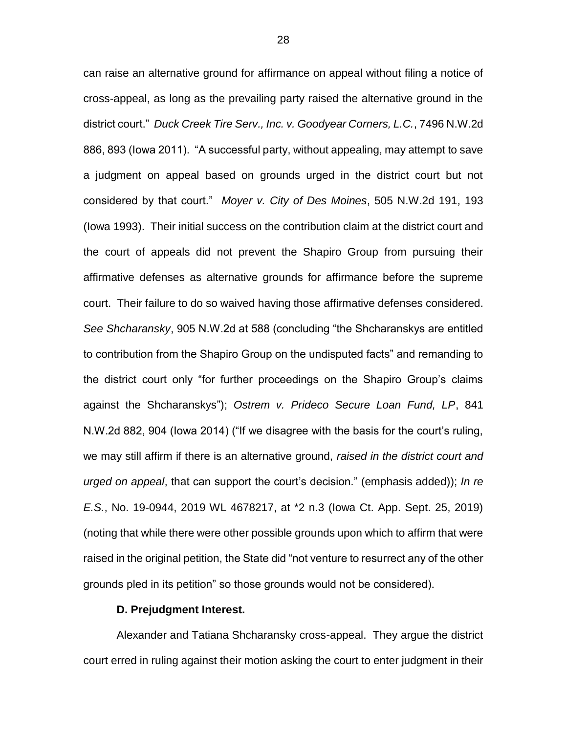can raise an alternative ground for affirmance on appeal without filing a notice of cross-appeal, as long as the prevailing party raised the alternative ground in the district court." *Duck Creek Tire Serv., Inc. v. Goodyear Corners, L.C.*, 7496 N.W.2d 886, 893 (Iowa 2011). "A successful party, without appealing, may attempt to save a judgment on appeal based on grounds urged in the district court but not considered by that court." *Moyer v. City of Des Moines*, 505 N.W.2d 191, 193 (Iowa 1993). Their initial success on the contribution claim at the district court and the court of appeals did not prevent the Shapiro Group from pursuing their affirmative defenses as alternative grounds for affirmance before the supreme court. Their failure to do so waived having those affirmative defenses considered. *See Shcharansky*, 905 N.W.2d at 588 (concluding "the Shcharanskys are entitled to contribution from the Shapiro Group on the undisputed facts" and remanding to the district court only "for further proceedings on the Shapiro Group's claims against the Shcharanskys"); *Ostrem v. Prideco Secure Loan Fund, LP*, 841 N.W.2d 882, 904 (Iowa 2014) ("If we disagree with the basis for the court's ruling, we may still affirm if there is an alternative ground, *raised in the district court and urged on appeal*, that can support the court's decision." (emphasis added)); *In re E.S.*, No. 19-0944, 2019 WL 4678217, at *2 n.3 (Iowa Ct. App. Sept. 25, 2019) (noting that while there were other possible grounds upon which to affirm that were raised in the original petition, the State did "not venture to resurrect any of the other grounds pled in its petition" so those grounds would not be considered).

**D. Prejudgment Interest.**

Alexander and Tatiana Shcharansky cross-appeal. They argue the district court erred in ruling against their motion asking the court to enter judgment in their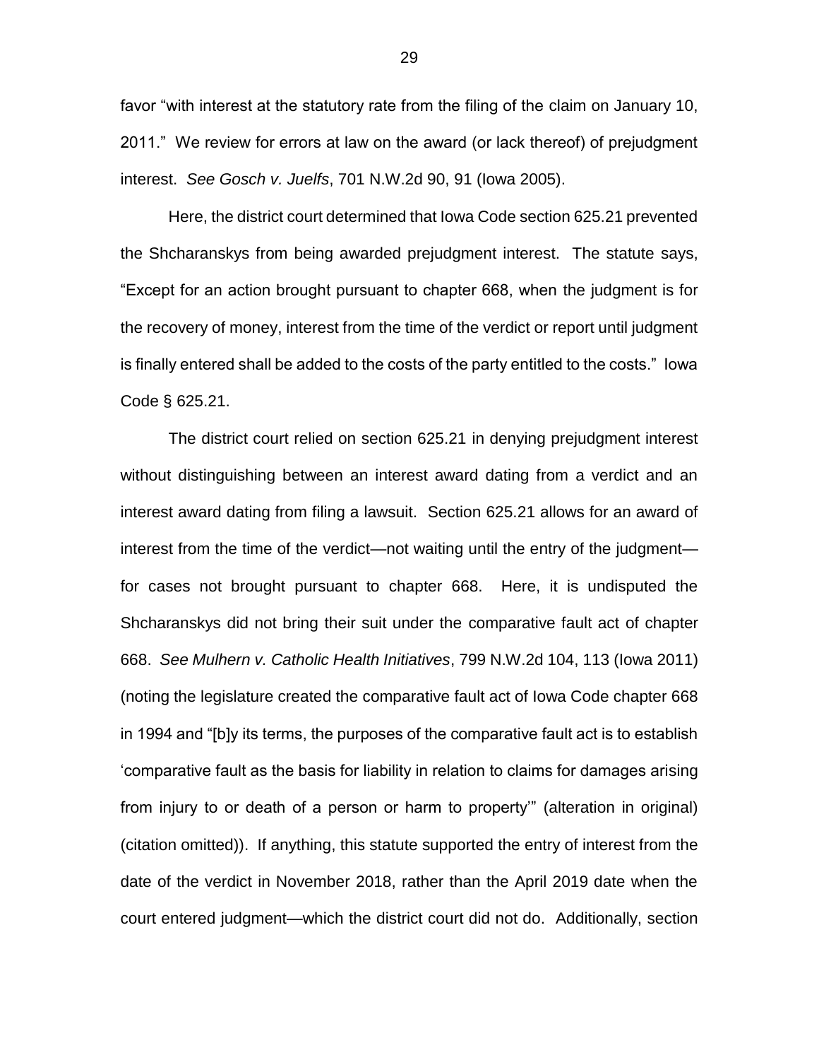favor "with interest at the statutory rate from the filing of the claim on January 10, 2011." We review for errors at law on the award (or lack thereof) of prejudgment interest. *See Gosch v. Juelfs*, 701 N.W.2d 90, 91 (Iowa 2005).

Here, the district court determined that Iowa Code section 625.21 prevented the Shcharanskys from being awarded prejudgment interest. The statute says, "Except for an action brought pursuant to chapter 668, when the judgment is for the recovery of money, interest from the time of the verdict or report until judgment is finally entered shall be added to the costs of the party entitled to the costs." Iowa Code § 625.21.

The district court relied on section 625.21 in denying prejudgment interest without distinguishing between an interest award dating from a verdict and an interest award dating from filing a lawsuit. Section 625.21 allows for an award of interest from the time of the verdict—not waiting until the entry of the judgment—for cases not brought pursuant to chapter 668. Here, it is undisputed the Shcharanskys did not bring their suit under the comparative fault act of chapter 668. *See Mulhern v. Catholic Health Initiatives*, 799 N.W.2d 104, 113 (Iowa 2011) (noting the legislature created the comparative fault act of Iowa Code chapter 668 in 1994 and "[b]y its terms, the purposes of the comparative fault act is to establish 'comparative fault as the basis for liability in relation to claims for damages arising from injury to or death of a person or harm to property'" (alteration in original) (citation omitted)). If anything, this statute supported the entry of interest from the date of the verdict in November 2018, rather than the April 2019 date when the court entered judgment—which the district court did not do. Additionally, section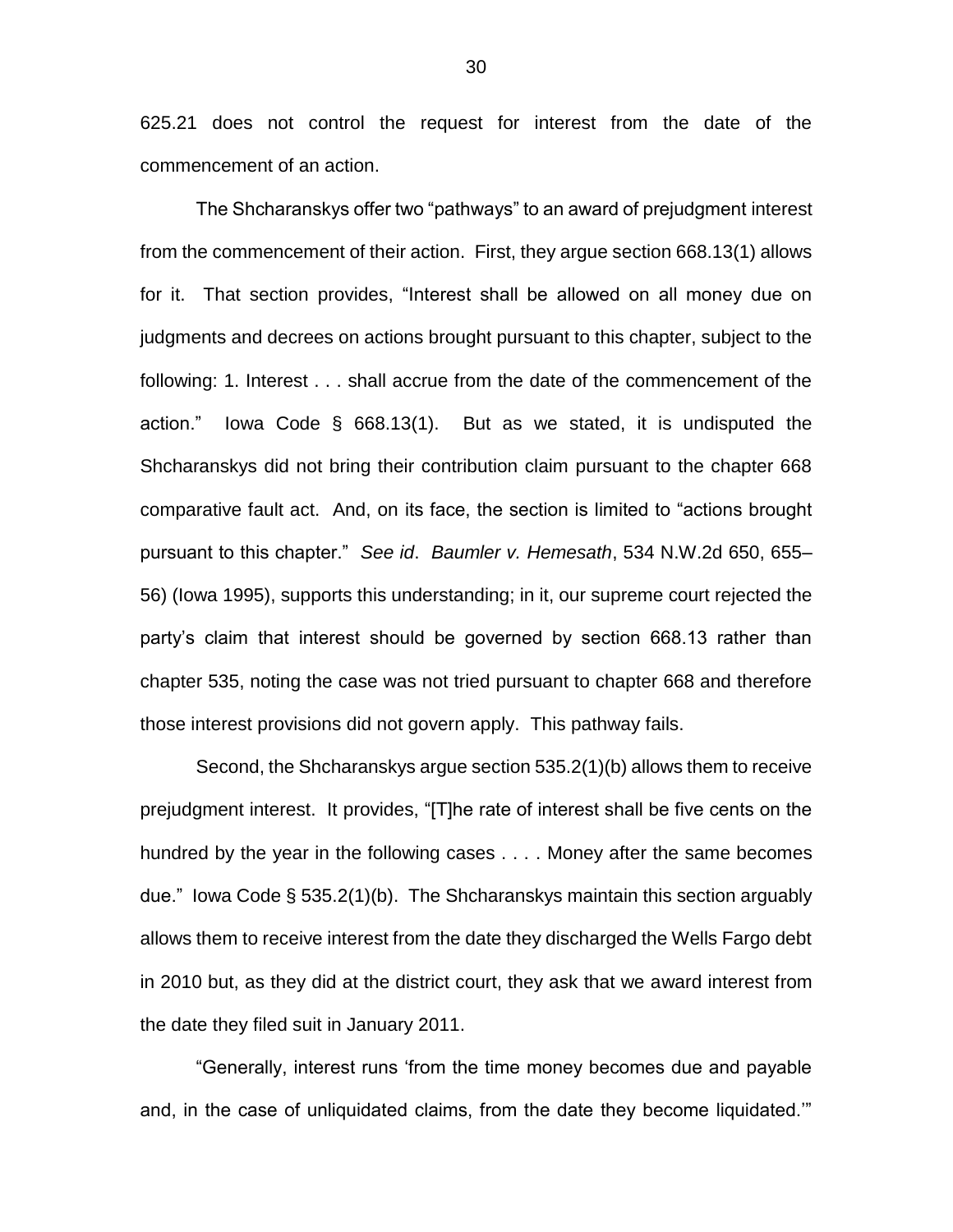625.21 does not control the request for interest from the date of the commencement of an action.

The Shcharanskys offer two "pathways" to an award of prejudgment interest from the commencement of their action. First, they argue section 668.13(1) allows for it. That section provides, "Interest shall be allowed on all money due on judgments and decrees on actions brought pursuant to this chapter, subject to the following: 1. Interest . . . shall accrue from the date of the commencement of the action." Iowa Code § 668.13(1). But as we stated, it is undisputed the Shcharanskys did not bring their contribution claim pursuant to the chapter 668 comparative fault act. And, on its face, the section is limited to "actions brought pursuant to this chapter." *See id*. *Baumler v. Hemesath*, 534 N.W.2d 650, 655–56) (Iowa 1995), supports this understanding; in it, our supreme court rejected the party's claim that interest should be governed by section 668.13 rather than chapter 535, noting the case was not tried pursuant to chapter 668 and therefore those interest provisions did not govern apply. This pathway fails.

Second, the Shcharanskys argue section 535.2(1)(b) allows them to receive prejudgment interest. It provides, "[T]he rate of interest shall be five cents on the hundred by the year in the following cases . . . . Money after the same becomes due." Iowa Code § 535.2(1)(b). The Shcharanskys maintain this section arguably allows them to receive interest from the date they discharged the Wells Fargo debt in 2010 but, as they did at the district court, they ask that we award interest from the date they filed suit in January 2011.

"Generally, interest runs 'from the time money becomes due and payable and, in the case of unliquidated claims, from the date they become liquidated.'"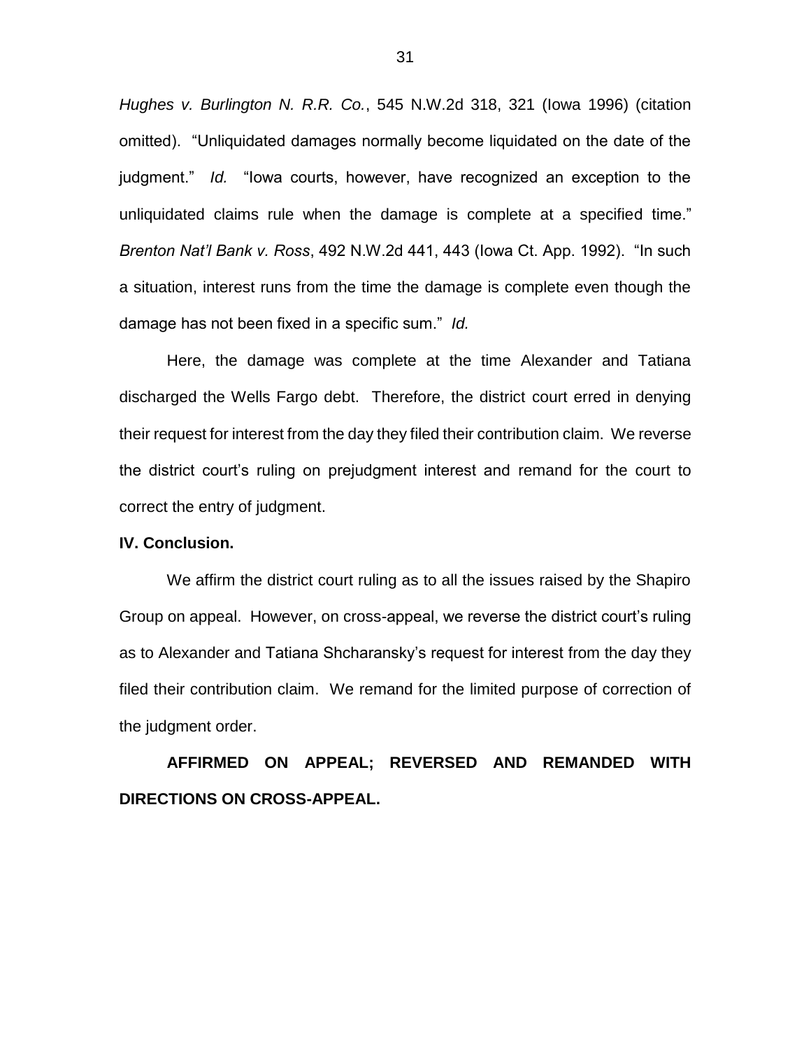*Hughes v. Burlington N. R.R. Co.*, 545 N.W.2d 318, 321 (Iowa 1996) (citation omitted). "Unliquidated damages normally become liquidated on the date of the judgment." *Id.* "Iowa courts, however, have recognized an exception to the unliquidated claims rule when the damage is complete at a specified time." *Brenton Nat'l Bank v. Ross*, 492 N.W.2d 441, 443 (Iowa Ct. App. 1992). "In such a situation, interest runs from the time the damage is complete even though the damage has not been fixed in a specific sum." *Id.*

Here, the damage was complete at the time Alexander and Tatiana discharged the Wells Fargo debt. Therefore, the district court erred in denying their request for interest from the day they filed their contribution claim. We reverse the district court's ruling on prejudgment interest and remand for the court to correct the entry of judgment.

**IV. Conclusion.**

We affirm the district court ruling as to all the issues raised by the Shapiro Group on appeal. However, on cross-appeal, we reverse the district court's ruling as to Alexander and Tatiana Shcharansky's request for interest from the day they filed their contribution claim. We remand for the limited purpose of correction of the judgment order.

**AFFIRMED ON APPEAL; REVERSED AND REMANDED WITH DIRECTIONS ON CROSS-APPEAL.**